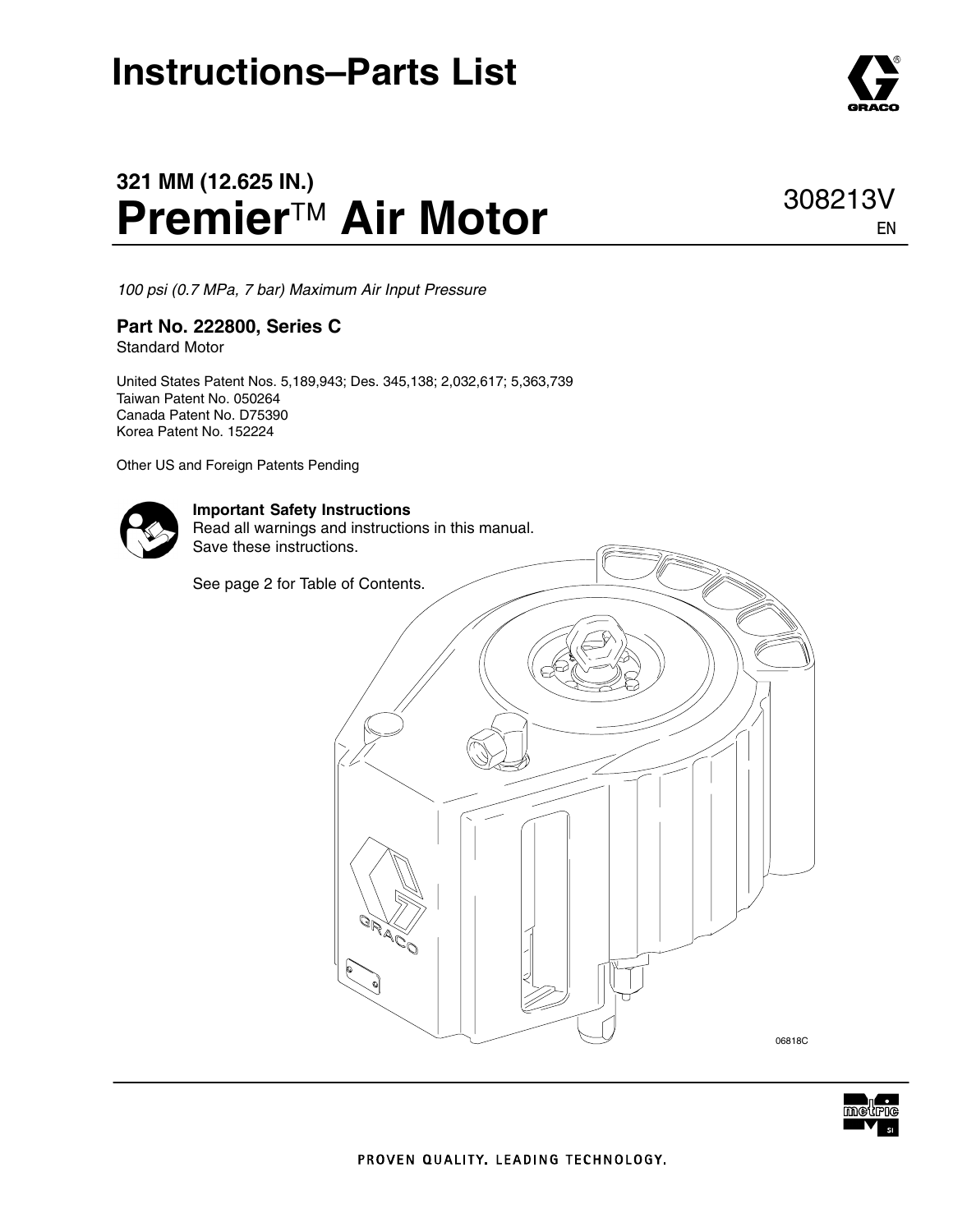# Instructions–Parts List

## 321 MM (12.625 IN.)
# Premier™ Air Motor

308213V
EN

*100 psi (0.7 MPa, 7 bar) Maximum Air Input Pressure*

**Part No. 222800, Series C**
Standard Motor

United States Patent Nos. 5,189,943; Des. 345,138; 2,032,617; 5,363,739
Taiwan Patent No. 050264
Canada Patent No. D75390
Korea Patent No. 152224

Other US and Foreign Patents Pending

**Important Safety Instructions**
Read all warnings and instructions in this manual.
Save these instructions.

See page 2 for Table of Contents.

06818C

PROVEN QUALITY. LEADING TECHNOLOGY.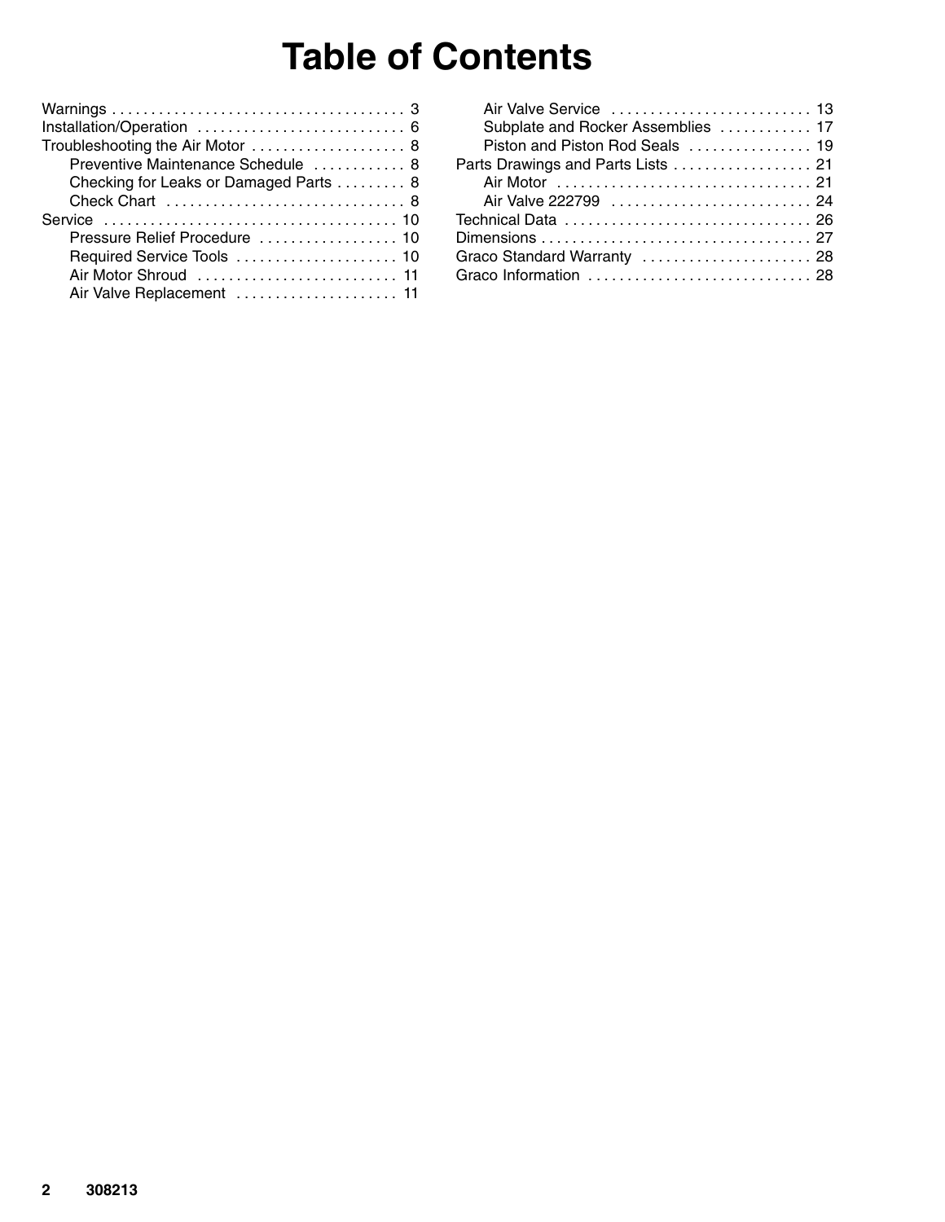# Table of Contents

- Warnings . . . . . . . . . . . . . . . . . . . . . . . . . . . . . . . . . . . . . . 3
- Installation/Operation . . . . . . . . . . . . . . . . . . . . . . . . . . . 6
- Troubleshooting the Air Motor . . . . . . . . . . . . . . . . . . . . 8
  - Preventive Maintenance Schedule . . . . . . . . . . . . 8
  - Checking for Leaks or Damaged Parts . . . . . . . . . 8
  - Check Chart . . . . . . . . . . . . . . . . . . . . . . . . . . . . . . . 8
- Service . . . . . . . . . . . . . . . . . . . . . . . . . . . . . . . . . . . . . . 10
  - Pressure Relief Procedure . . . . . . . . . . . . . . . . . . 10
  - Required Service Tools . . . . . . . . . . . . . . . . . . . . . 10
  - Air Motor Shroud . . . . . . . . . . . . . . . . . . . . . . . . . . 11
  - Air Valve Replacement . . . . . . . . . . . . . . . . . . . . . 11
  - Air Valve Service . . . . . . . . . . . . . . . . . . . . . . . . . . 13
  - Subplate and Rocker Assemblies . . . . . . . . . . . . 17
  - Piston and Piston Rod Seals . . . . . . . . . . . . . . . . 19
- Parts Drawings and Parts Lists . . . . . . . . . . . . . . . . . . 21
  - Air Motor . . . . . . . . . . . . . . . . . . . . . . . . . . . . . . . . . 21
  - Air Valve 222799 . . . . . . . . . . . . . . . . . . . . . . . . . . 24
- Technical Data . . . . . . . . . . . . . . . . . . . . . . . . . . . . . . . . 26
- Dimensions . . . . . . . . . . . . . . . . . . . . . . . . . . . . . . . . . . . 27
- Graco Standard Warranty . . . . . . . . . . . . . . . . . . . . . . 28
- Graco Information . . . . . . . . . . . . . . . . . . . . . . . . . . . . . 28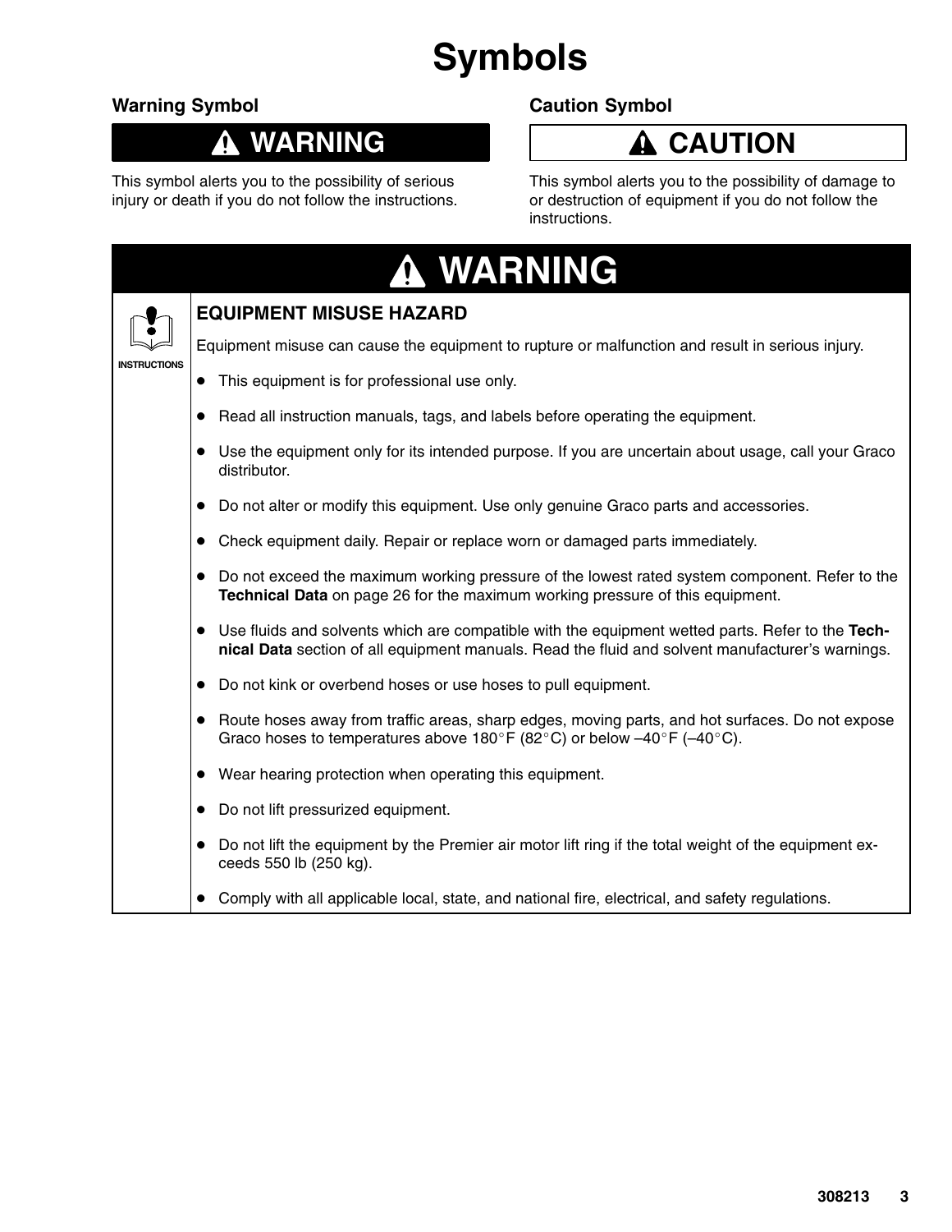# Symbols

## Warning Symbol

**⚠ WARNING**

This symbol alerts you to the possibility of serious injury or death if you do not follow the instructions.

## Caution Symbol

**⚠ CAUTION**

This symbol alerts you to the possibility of damage to or destruction of equipment if you do not follow the instructions.

## ⚠ WARNING

INSTRUCTIONS

### EQUIPMENT MISUSE HAZARD

Equipment misuse can cause the equipment to rupture or malfunction and result in serious injury.

- This equipment is for professional use only.
- Read all instruction manuals, tags, and labels before operating the equipment.
- Use the equipment only for its intended purpose. If you are uncertain about usage, call your Graco distributor.
- Do not alter or modify this equipment. Use only genuine Graco parts and accessories.
- Check equipment daily. Repair or replace worn or damaged parts immediately.
- Do not exceed the maximum working pressure of the lowest rated system component. Refer to the **Technical Data** on page 26 for the maximum working pressure of this equipment.
- Use fluids and solvents which are compatible with the equipment wetted parts. Refer to the **Technical Data** section of all equipment manuals. Read the fluid and solvent manufacturer's warnings.
- Do not kink or overbend hoses or use hoses to pull equipment.
- Route hoses away from traffic areas, sharp edges, moving parts, and hot surfaces. Do not expose Graco hoses to temperatures above 180°F (82°C) or below –40°F (–40°C).
- Wear hearing protection when operating this equipment.
- Do not lift pressurized equipment.
- Do not lift the equipment by the Premier air motor lift ring if the total weight of the equipment exceeds 550 lb (250 kg).
- Comply with all applicable local, state, and national fire, electrical, and safety regulations.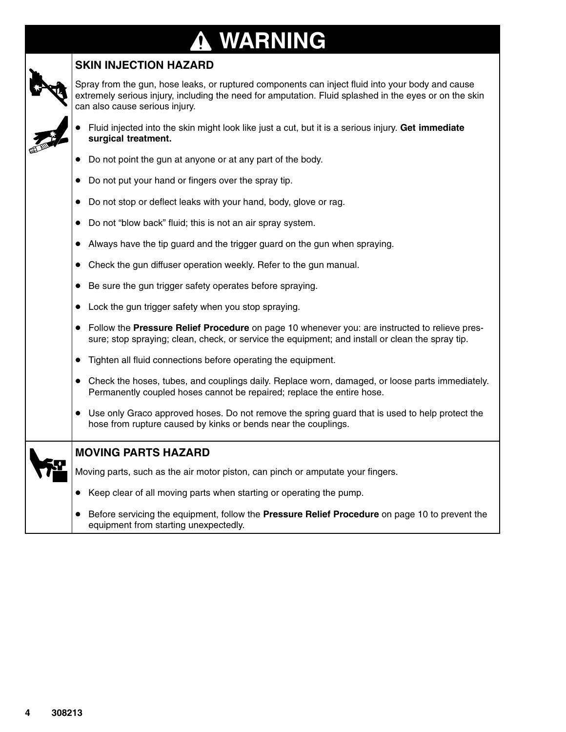# ⚠ WARNING

## SKIN INJECTION HAZARD

Spray from the gun, hose leaks, or ruptured components can inject fluid into your body and cause extremely serious injury, including the need for amputation. Fluid splashed in the eyes or on the skin can also cause serious injury.

- Fluid injected into the skin might look like just a cut, but it is a serious injury. **Get immediate surgical treatment.**
- Do not point the gun at anyone or at any part of the body.
- Do not put your hand or fingers over the spray tip.
- Do not stop or deflect leaks with your hand, body, glove or rag.
- Do not “blow back” fluid; this is not an air spray system.
- Always have the tip guard and the trigger guard on the gun when spraying.
- Check the gun diffuser operation weekly. Refer to the gun manual.
- Be sure the gun trigger safety operates before spraying.
- Lock the gun trigger safety when you stop spraying.
- Follow the **Pressure Relief Procedure** on page 10 whenever you: are instructed to relieve pressure; stop spraying; clean, check, or service the equipment; and install or clean the spray tip.
- Tighten all fluid connections before operating the equipment.
- Check the hoses, tubes, and couplings daily. Replace worn, damaged, or loose parts immediately. Permanently coupled hoses cannot be repaired; replace the entire hose.
- Use only Graco approved hoses. Do not remove the spring guard that is used to help protect the hose from rupture caused by kinks or bends near the couplings.

## MOVING PARTS HAZARD

Moving parts, such as the air motor piston, can pinch or amputate your fingers.

- Keep clear of all moving parts when starting or operating the pump.
- Before servicing the equipment, follow the **Pressure Relief Procedure** on page 10 to prevent the equipment from starting unexpectedly.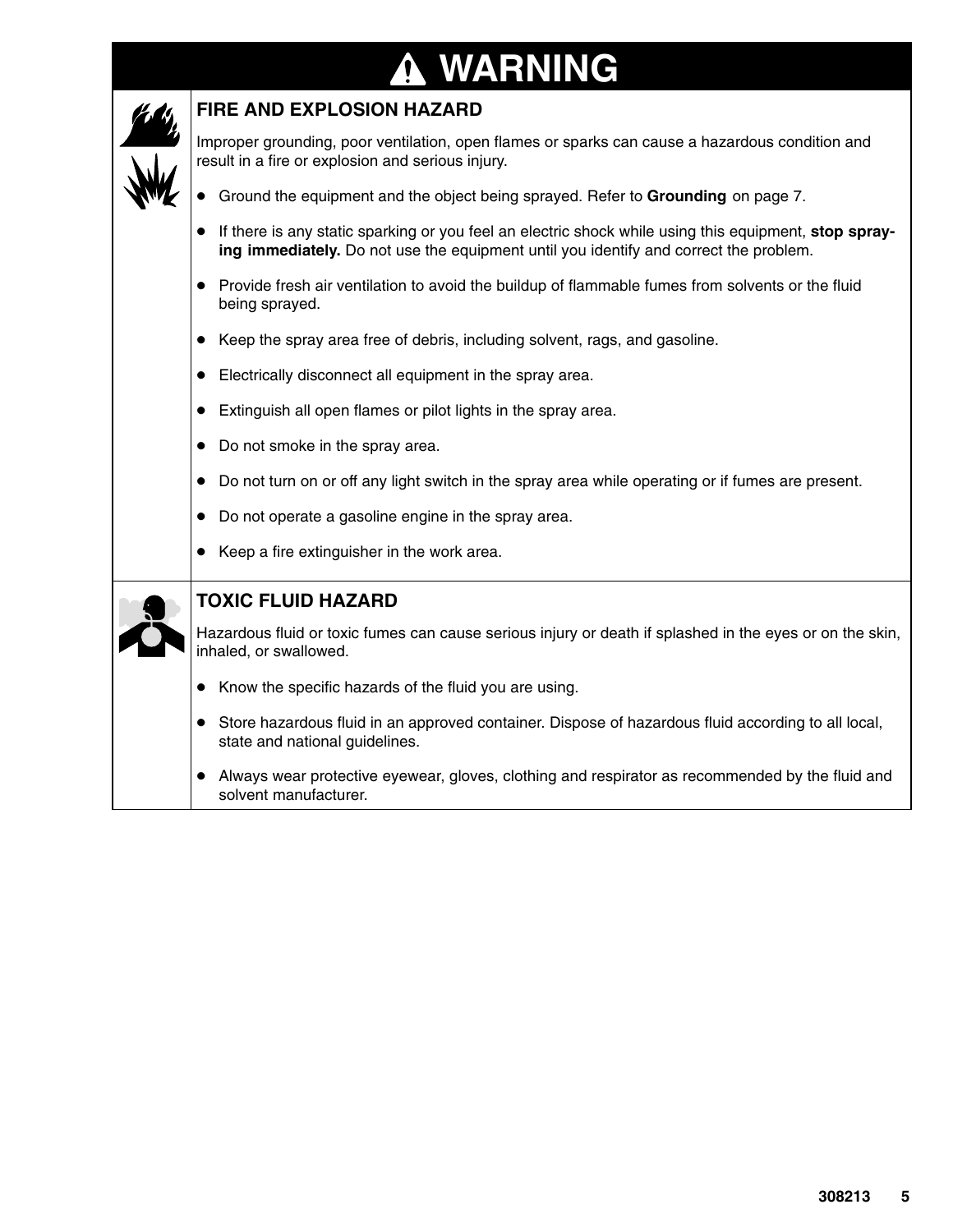# WARNING

## FIRE AND EXPLOSION HAZARD

Improper grounding, poor ventilation, open flames or sparks can cause a hazardous condition and result in a fire or explosion and serious injury.

- Ground the equipment and the object being sprayed. Refer to **Grounding** on page 7.
- If there is any static sparking or you feel an electric shock while using this equipment, **stop spraying immediately.** Do not use the equipment until you identify and correct the problem.
- Provide fresh air ventilation to avoid the buildup of flammable fumes from solvents or the fluid being sprayed.
- Keep the spray area free of debris, including solvent, rags, and gasoline.
- Electrically disconnect all equipment in the spray area.
- Extinguish all open flames or pilot lights in the spray area.
- Do not smoke in the spray area.
- Do not turn on or off any light switch in the spray area while operating or if fumes are present.
- Do not operate a gasoline engine in the spray area.
- Keep a fire extinguisher in the work area.

## TOXIC FLUID HAZARD

Hazardous fluid or toxic fumes can cause serious injury or death if splashed in the eyes or on the skin, inhaled, or swallowed.

- Know the specific hazards of the fluid you are using.
- Store hazardous fluid in an approved container. Dispose of hazardous fluid according to all local, state and national guidelines.
- Always wear protective eyewear, gloves, clothing and respirator as recommended by the fluid and solvent manufacturer.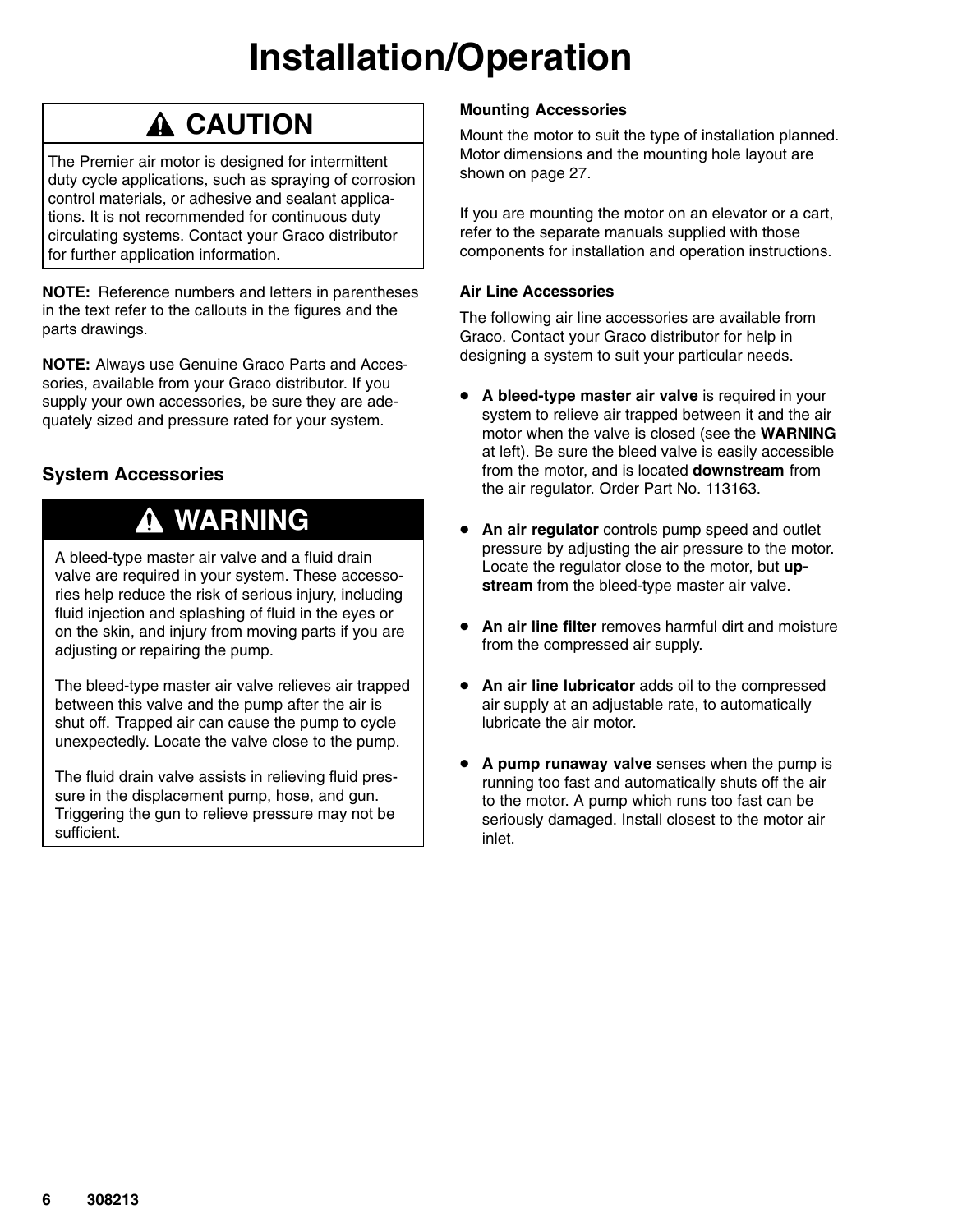# Installation/Operation

> **⚠ CAUTION**
>
> The Premier air motor is designed for intermittent duty cycle applications, such as spraying of corrosion control materials, or adhesive and sealant applications. It is not recommended for continuous duty circulating systems. Contact your Graco distributor for further application information.

**NOTE:** Reference numbers and letters in parentheses in the text refer to the callouts in the figures and the parts drawings.

**NOTE:** Always use Genuine Graco Parts and Accessories, available from your Graco distributor. If you supply your own accessories, be sure they are adequately sized and pressure rated for your system.

## System Accessories

> **⚠ WARNING**
>
> A bleed-type master air valve and a fluid drain valve are required in your system. These accessories help reduce the risk of serious injury, including fluid injection and splashing of fluid in the eyes or on the skin, and injury from moving parts if you are adjusting or repairing the pump.
>
> The bleed-type master air valve relieves air trapped between this valve and the pump after the air is shut off. Trapped air can cause the pump to cycle unexpectedly. Locate the valve close to the pump.
>
> The fluid drain valve assists in relieving fluid pressure in the displacement pump, hose, and gun. Triggering the gun to relieve pressure may not be sufficient.

### Mounting Accessories

Mount the motor to suit the type of installation planned. Motor dimensions and the mounting hole layout are shown on page 27.

If you are mounting the motor on an elevator or a cart, refer to the separate manuals supplied with those components for installation and operation instructions.

### Air Line Accessories

The following air line accessories are available from Graco. Contact your Graco distributor for help in designing a system to suit your particular needs.

- **A bleed-type master air valve** is required in your system to relieve air trapped between it and the air motor when the valve is closed (see the **WARNING** at left). Be sure the bleed valve is easily accessible from the motor, and is located **downstream** from the air regulator. Order Part No. 113163.
- **An air regulator** controls pump speed and outlet pressure by adjusting the air pressure to the motor. Locate the regulator close to the motor, but **upstream** from the bleed-type master air valve.
- **An air line filter** removes harmful dirt and moisture from the compressed air supply.
- **An air line lubricator** adds oil to the compressed air supply at an adjustable rate, to automatically lubricate the air motor.
- **A pump runaway valve** senses when the pump is running too fast and automatically shuts off the air to the motor. A pump which runs too fast can be seriously damaged. Install closest to the motor air inlet.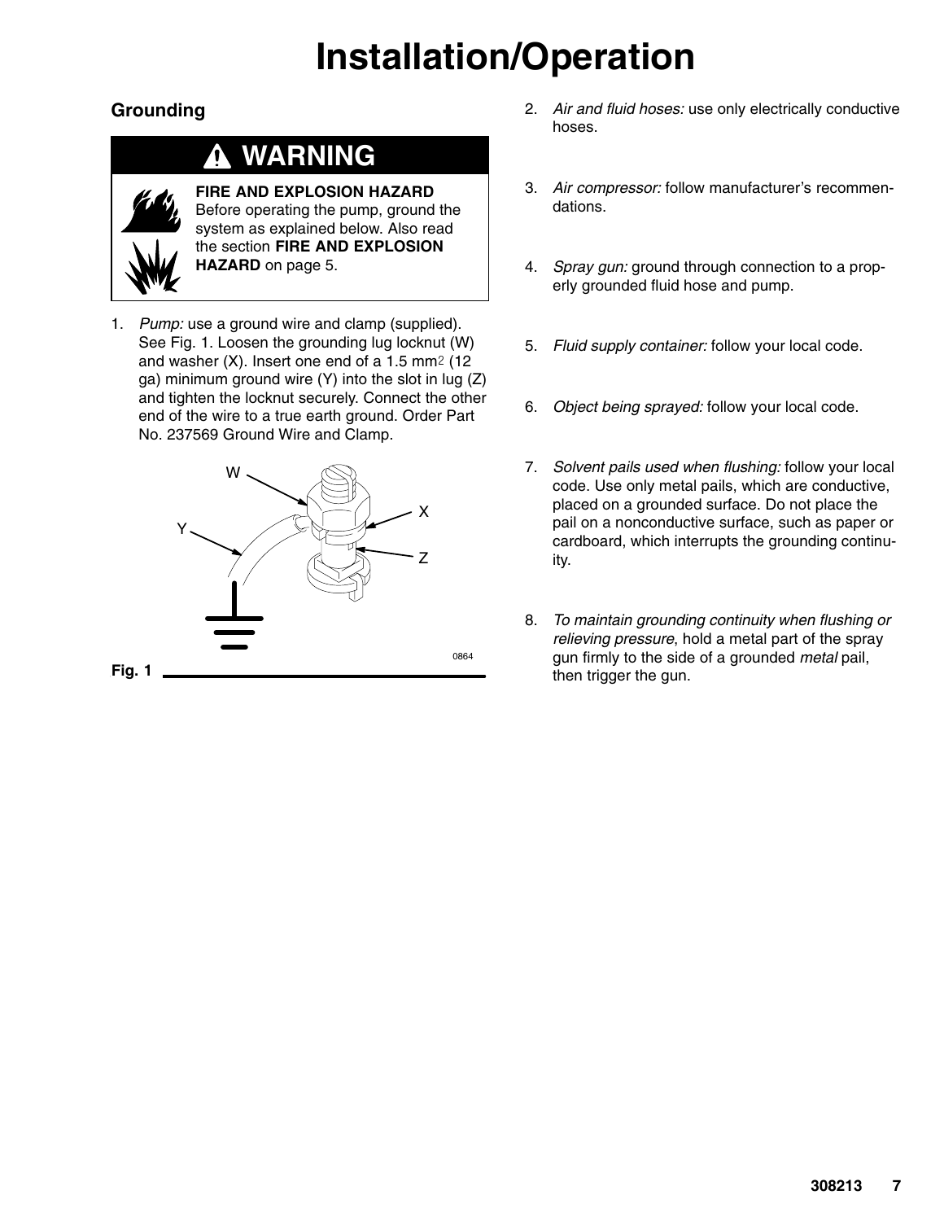# Installation/Operation

## Grounding

**WARNING**

**FIRE AND EXPLOSION HAZARD**
Before operating the pump, ground the system as explained below. Also read the section **FIRE AND EXPLOSION HAZARD** on page 5.

1. *Pump:* use a ground wire and clamp (supplied). See Fig. 1. Loosen the grounding lug locknut (W) and washer (X). Insert one end of a 1.5 $mm^2$ (12 ga) minimum ground wire (Y) into the slot in lug (Z) and tighten the locknut securely. Connect the other end of the wire to a true earth ground. Order Part No. 237569 Ground Wire and Clamp.

Fig. 1

2. *Air and fluid hoses:* use only electrically conductive hoses.
3. *Air compressor:* follow manufacturer's recommendations.
4. *Spray gun:* ground through connection to a properly grounded fluid hose and pump.
5. *Fluid supply container:* follow your local code.
6. *Object being sprayed:* follow your local code.
7. *Solvent pails used when flushing:* follow your local code. Use only metal pails, which are conductive, placed on a grounded surface. Do not place the pail on a nonconductive surface, such as paper or cardboard, which interrupts the grounding continuity.
8. *To maintain grounding continuity when flushing or relieving pressure*, hold a metal part of the spray gun firmly to the side of a grounded *metal* pail, then trigger the gun.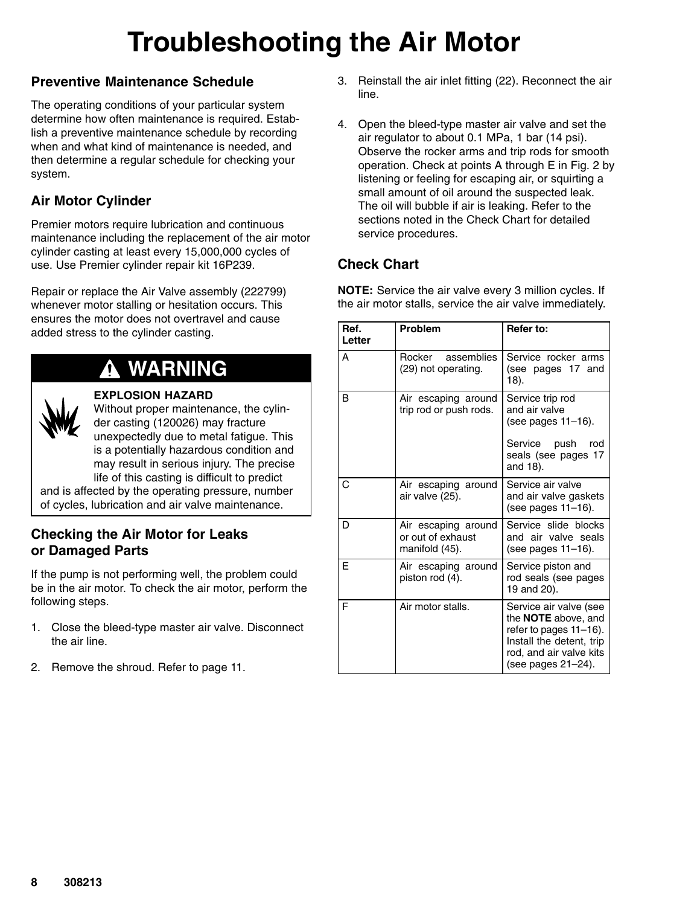# Troubleshooting the Air Motor

## Preventive Maintenance Schedule

The operating conditions of your particular system determine how often maintenance is required. Establish a preventive maintenance schedule by recording when and what kind of maintenance is needed, and then determine a regular schedule for checking your system.

## Air Motor Cylinder

Premier motors require lubrication and continuous maintenance including the replacement of the air motor cylinder casting at least every 15,000,000 cycles of use. Use Premier cylinder repair kit 16P239.

Repair or replace the Air Valve assembly (222799) whenever motor stalling or hesitation occurs. This ensures the motor does not overtravel and cause added stress to the cylinder casting.

> **⚠ WARNING**
>
> **EXPLOSION HAZARD**
> Without proper maintenance, the cylinder casting (120026) may fracture unexpectedly due to metal fatigue. This is a potentially hazardous condition and may result in serious injury. The precise life of this casting is difficult to predict and is affected by the operating pressure, number of cycles, lubrication and air valve maintenance.

## Checking the Air Motor for Leaks or Damaged Parts

If the pump is not performing well, the problem could be in the air motor. To check the air motor, perform the following steps.

1. Close the bleed-type master air valve. Disconnect the air line.
2. Remove the shroud. Refer to page 11.
3. Reinstall the air inlet fitting (22). Reconnect the air line.
4. Open the bleed-type master air valve and set the air regulator to about 0.1 MPa, 1 bar (14 psi). Observe the rocker arms and trip rods for smooth operation. Check at points A through E in Fig. 2 by listening or feeling for escaping air, or squirting a small amount of oil around the suspected leak. The oil will bubble if air is leaking. Refer to the sections noted in the Check Chart for detailed service procedures.

## Check Chart

**NOTE:** Service the air valve every 3 million cycles. If the air motor stalls, service the air valve immediately.

| Ref. Letter | Problem | Refer to: |
|---|---|---|
| A | Rocker assemblies (29) not operating. | Service rocker arms (see pages 17 and 18). |
| B | Air escaping around trip rod or push rods. | Service trip rod and air valve (see pages 11–16).<br><br>Service push rod seals (see pages 17 and 18). |
| C | Air escaping around air valve (25). | Service air valve and air valve gaskets (see pages 11–16). |
| D | Air escaping around or out of exhaust manifold (45). | Service slide blocks and air valve seals (see pages 11–16). |
| E | Air escaping around piston rod (4). | Service piston and rod seals (see pages 19 and 20). |
| F | Air motor stalls. | Service air valve (see the **NOTE** above, and refer to pages 11–16). Install the detent, trip rod, and air valve kits (see pages 21–24). |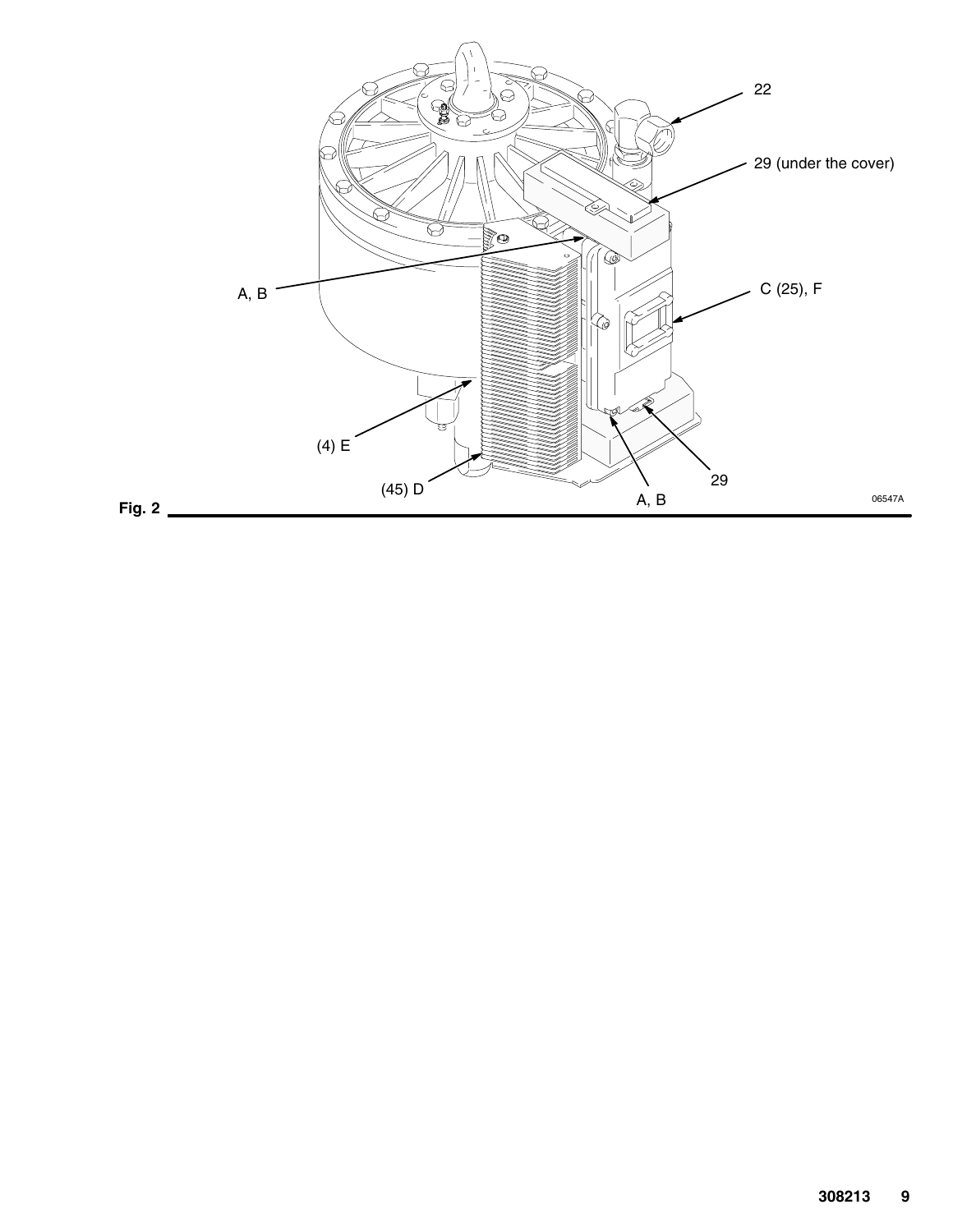Fig. 2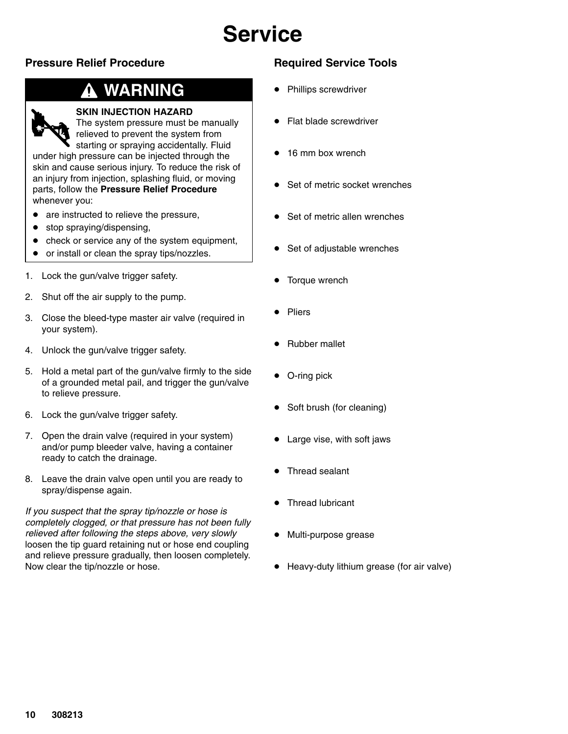# Service

## Pressure Relief Procedure

### WARNING

**SKIN INJECTION HAZARD**
The system pressure must be manually relieved to prevent the system from starting or spraying accidentally. Fluid under high pressure can be injected through the skin and cause serious injury. To reduce the risk of an injury from injection, splashing fluid, or moving parts, follow the **Pressure Relief Procedure** whenever you:

- are instructed to relieve the pressure,
- stop spraying/dispensing,
- check or service any of the system equipment,
- or install or clean the spray tips/nozzles.

1. Lock the gun/valve trigger safety.
2. Shut off the air supply to the pump.
3. Close the bleed-type master air valve (required in your system).
4. Unlock the gun/valve trigger safety.
5. Hold a metal part of the gun/valve firmly to the side of a grounded metal pail, and trigger the gun/valve to relieve pressure.
6. Lock the gun/valve trigger safety.
7. Open the drain valve (required in your system) and/or pump bleeder valve, having a container ready to catch the drainage.
8. Leave the drain valve open until you are ready to spray/dispense again.

*If you suspect that the spray tip/nozzle or hose is completely clogged, or that pressure has not been fully relieved after following the steps above, very slowly* loosen the tip guard retaining nut or hose end coupling and relieve pressure gradually, then loosen completely. Now clear the tip/nozzle or hose.

## Required Service Tools

- Phillips screwdriver
- Flat blade screwdriver
- 16 mm box wrench
- Set of metric socket wrenches
- Set of metric allen wrenches
- Set of adjustable wrenches
- Torque wrench
- Pliers
- Rubber mallet
- O-ring pick
- Soft brush (for cleaning)
- Large vise, with soft jaws
- Thread sealant
- Thread lubricant
- Multi-purpose grease
- Heavy-duty lithium grease (for air valve)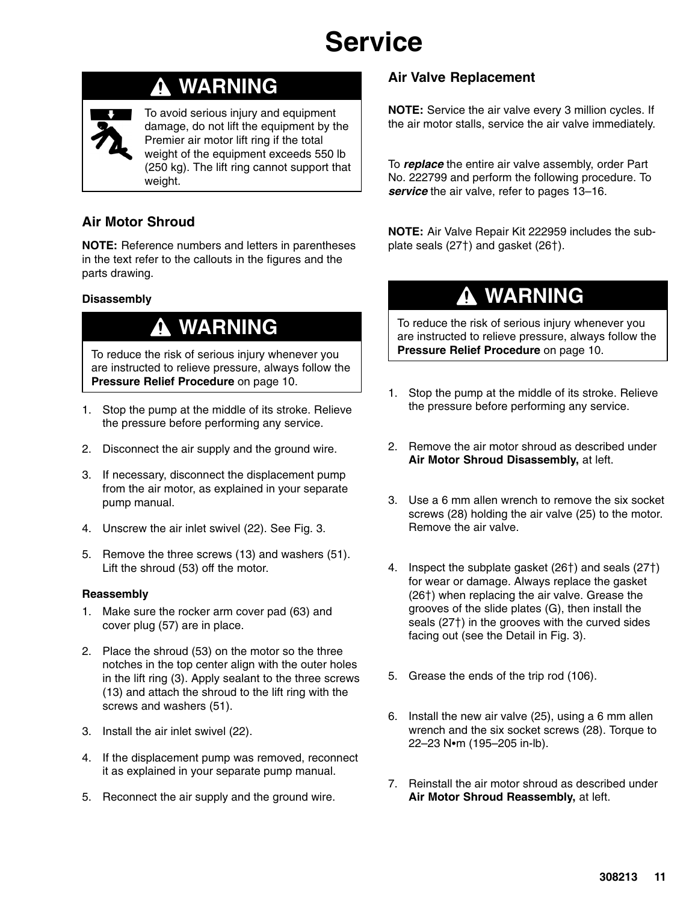# Service

## ⚠ WARNING

To avoid serious injury and equipment damage, do not lift the equipment by the Premier air motor lift ring if the total weight of the equipment exceeds 550 lb (250 kg). The lift ring cannot support that weight.

### Air Motor Shroud

**NOTE:** Reference numbers and letters in parentheses in the text refer to the callouts in the figures and the parts drawing.

#### Disassembly

## ⚠ WARNING

To reduce the risk of serious injury whenever you are instructed to relieve pressure, always follow the **Pressure Relief Procedure** on page 10.

1. Stop the pump at the middle of its stroke. Relieve the pressure before performing any service.
2. Disconnect the air supply and the ground wire.
3. If necessary, disconnect the displacement pump from the air motor, as explained in your separate pump manual.
4. Unscrew the air inlet swivel (22). See Fig. 3.
5. Remove the three screws (13) and washers (51). Lift the shroud (53) off the motor.

#### Reassembly

1. Make sure the rocker arm cover pad (63) and cover plug (57) are in place.
2. Place the shroud (53) on the motor so the three notches in the top center align with the outer holes in the lift ring (3). Apply sealant to the three screws (13) and attach the shroud to the lift ring with the screws and washers (51).
3. Install the air inlet swivel (22).
4. If the displacement pump was removed, reconnect it as explained in your separate pump manual.
5. Reconnect the air supply and the ground wire.

### Air Valve Replacement

**NOTE:** Service the air valve every 3 million cycles. If the air motor stalls, service the air valve immediately.

To ***replace*** the entire air valve assembly, order Part No. 222799 and perform the following procedure. To ***service*** the air valve, refer to pages 13–16.

**NOTE:** Air Valve Repair Kit 222959 includes the subplate seals (27†) and gasket (26†).

## ⚠ WARNING

To reduce the risk of serious injury whenever you are instructed to relieve pressure, always follow the **Pressure Relief Procedure** on page 10.

1. Stop the pump at the middle of its stroke. Relieve the pressure before performing any service.
2. Remove the air motor shroud as described under **Air Motor Shroud Disassembly,** at left.
3. Use a 6 mm allen wrench to remove the six socket screws (28) holding the air valve (25) to the motor. Remove the air valve.
4. Inspect the subplate gasket (26†) and seals (27†) for wear or damage. Always replace the gasket (26†) when replacing the air valve. Grease the grooves of the slide plates (G), then install the seals (27†) in the grooves with the curved sides facing out (see the Detail in Fig. 3).
5. Grease the ends of the trip rod (106).
6. Install the new air valve (25), using a 6 mm allen wrench and the six socket screws (28). Torque to 22–23 N•m (195–205 in-lb).
7. Reinstall the air motor shroud as described under **Air Motor Shroud Reassembly,** at left.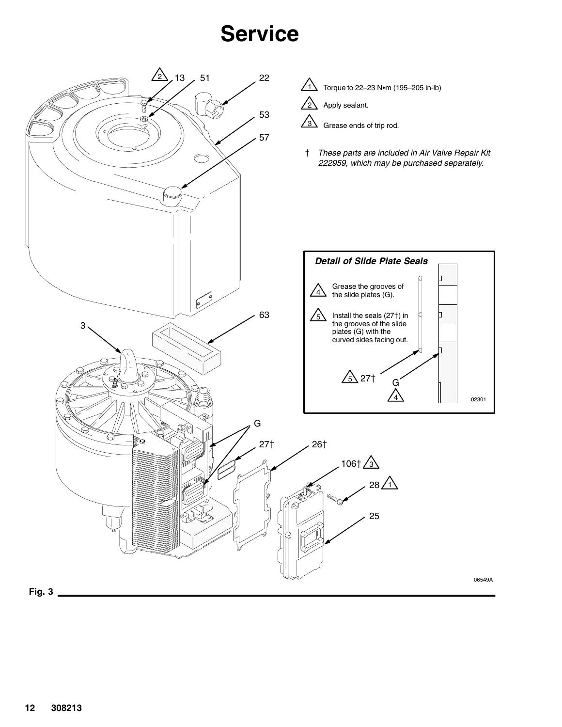# Service

1 Torque to 22–23 N•m (195–205 in-lb)

2 Apply sealant.

3 Grease ends of trip rod.

† *These parts are included in Air Valve Repair Kit 222959, which may be purchased separately.*

***Detail of Slide Plate Seals***

4 Grease the grooves of the slide plates (G).

5 Install the seals (27†) in the grooves of the slide plates (G) with the curved sides facing out.

**Fig. 3**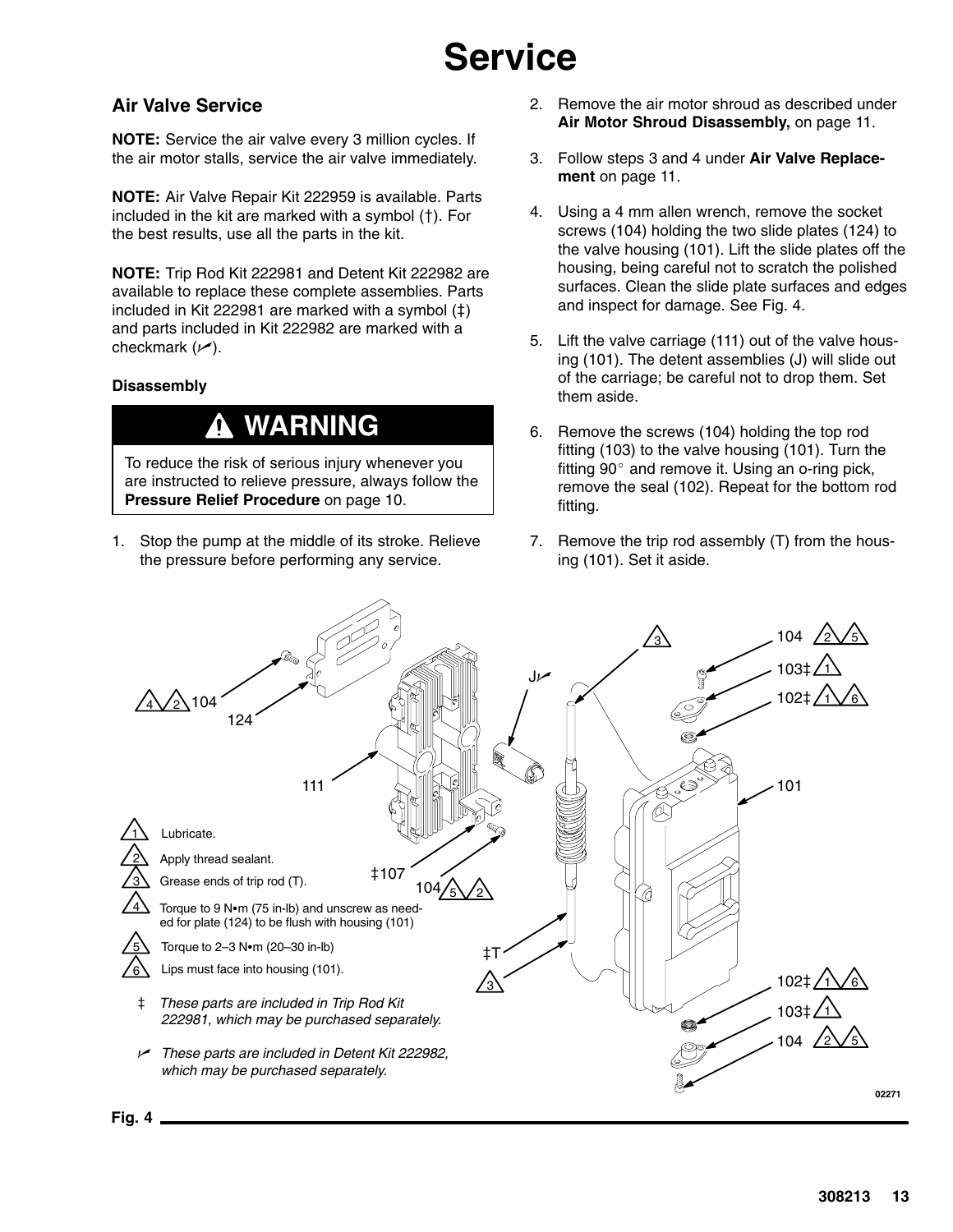# Service

## Air Valve Service

**NOTE:** Service the air valve every 3 million cycles. If the air motor stalls, service the air valve immediately.

**NOTE:** Air Valve Repair Kit 222959 is available. Parts included in the kit are marked with a symbol (†). For the best results, use all the parts in the kit.

**NOTE:** Trip Rod Kit 222981 and Detent Kit 222982 are available to replace these complete assemblies. Parts included in Kit 222981 are marked with a symbol (‡) and parts included in Kit 222982 are marked with a checkmark (✓).

### Disassembly

> **⚠ WARNING**
>
> To reduce the risk of serious injury whenever you are instructed to relieve pressure, always follow the **Pressure Relief Procedure** on page 10.

1. Stop the pump at the middle of its stroke. Relieve the pressure before performing any service.
2. Remove the air motor shroud as described under **Air Motor Shroud Disassembly,** on page 11.
3. Follow steps 3 and 4 under **Air Valve Replacement** on page 11.
4. Using a 4 mm allen wrench, remove the socket screws (104) holding the two slide plates (124) to the valve housing (101). Lift the slide plates off the housing, being careful not to scratch the polished surfaces. Clean the slide plate surfaces and edges and inspect for damage. See Fig. 4.
5. Lift the valve carriage (111) out of the valve housing (101). The detent assemblies (J) will slide out of the carriage; be careful not to drop them. Set them aside.
6. Remove the screws (104) holding the top rod fitting (103) to the valve housing (101). Turn the fitting 90° and remove it. Using an o-ring pick, remove the seal (102). Repeat for the bottom rod fitting.
7. Remove the trip rod assembly (T) from the housing (101). Set it aside.

1. Lubricate.
2. Apply thread sealant.
3. Grease ends of trip rod (T).
4. Torque to 9 N•m (75 in-lb) and unscrew as needed for plate (124) to be flush with housing (101)
5. Torque to 2–3 N•m (20–30 in-lb)
6. Lips must face into housing (101).

‡ *These parts are included in Trip Rod Kit 222981, which may be purchased separately.*

✓ *These parts are included in Detent Kit 222982, which may be purchased separately.*

02271

**Fig. 4**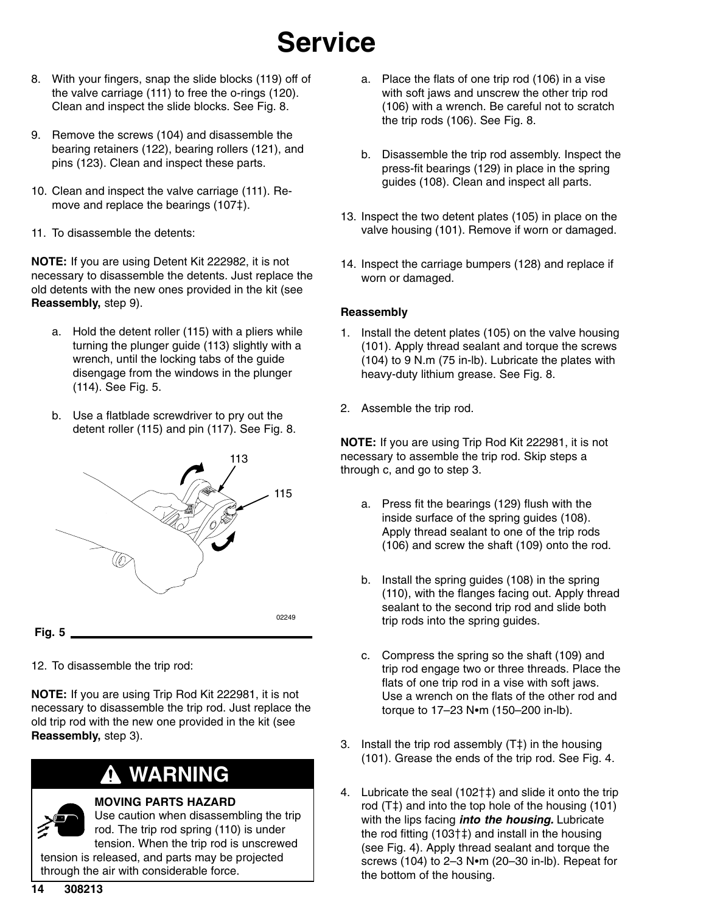# Service

8. With your fingers, snap the slide blocks (119) off of the valve carriage (111) to free the o-rings (120). Clean and inspect the slide blocks. See Fig. 8.

9. Remove the screws (104) and disassemble the bearing retainers (122), bearing rollers (121), and pins (123). Clean and inspect these parts.

10. Clean and inspect the valve carriage (111). Remove and replace the bearings (107‡).

11. To disassemble the detents:

**NOTE:** If you are using Detent Kit 222982, it is not necessary to disassemble the detents. Just replace the old detents with the new ones provided in the kit (see **Reassembly,** step 9).

   a. Hold the detent roller (115) with a pliers while turning the plunger guide (113) slightly with a wrench, until the locking tabs of the guide disengage from the windows in the plunger (114). See Fig. 5.

   b. Use a flatblade screwdriver to pry out the detent roller (115) and pin (117). See Fig. 8.

Fig. 5

12. To disassemble the trip rod:

**NOTE:** If you are using Trip Rod Kit 222981, it is not necessary to disassemble the trip rod. Just replace the old trip rod with the new one provided in the kit (see **Reassembly,** step 3).

**WARNING**

**MOVING PARTS HAZARD**
Use caution when disassembling the trip rod. The trip rod spring (110) is under tension. When the trip rod is unscrewed tension is released, and parts may be projected through the air with considerable force.

   a. Place the flats of one trip rod (106) in a vise with soft jaws and unscrew the other trip rod (106) with a wrench. Be careful not to scratch the trip rods (106). See Fig. 8.

   b. Disassemble the trip rod assembly. Inspect the press-fit bearings (129) in place in the spring guides (108). Clean and inspect all parts.

13. Inspect the two detent plates (105) in place on the valve housing (101). Remove if worn or damaged.

14. Inspect the carriage bumpers (128) and replace if worn or damaged.

### Reassembly

1. Install the detent plates (105) on the valve housing (101). Apply thread sealant and torque the screws (104) to 9 N.m (75 in-lb). Lubricate the plates with heavy-duty lithium grease. See Fig. 8.

2. Assemble the trip rod.

**NOTE:** If you are using Trip Rod Kit 222981, it is not necessary to assemble the trip rod. Skip steps a through c, and go to step 3.

   a. Press fit the bearings (129) flush with the inside surface of the spring guides (108). Apply thread sealant to one of the trip rods (106) and screw the shaft (109) onto the rod.

   b. Install the spring guides (108) in the spring (110), with the flanges facing out. Apply thread sealant to the second trip rod and slide both trip rods into the spring guides.

   c. Compress the spring so the shaft (109) and trip rod engage two or three threads. Place the flats of one trip rod in a vise with soft jaws. Use a wrench on the flats of the other rod and torque to 17–23 N•m (150–200 in-lb).

3. Install the trip rod assembly (T‡) in the housing (101). Grease the ends of the trip rod. See Fig. 4.

4. Lubricate the seal (102†‡) and slide it onto the trip rod (T‡) and into the top hole of the housing (101) with the lips facing ***into the housing.*** Lubricate the rod fitting (103†‡) and install in the housing (see Fig. 4). Apply thread sealant and torque the screws (104) to 2–3 N•m (20–30 in-lb). Repeat for the bottom of the housing.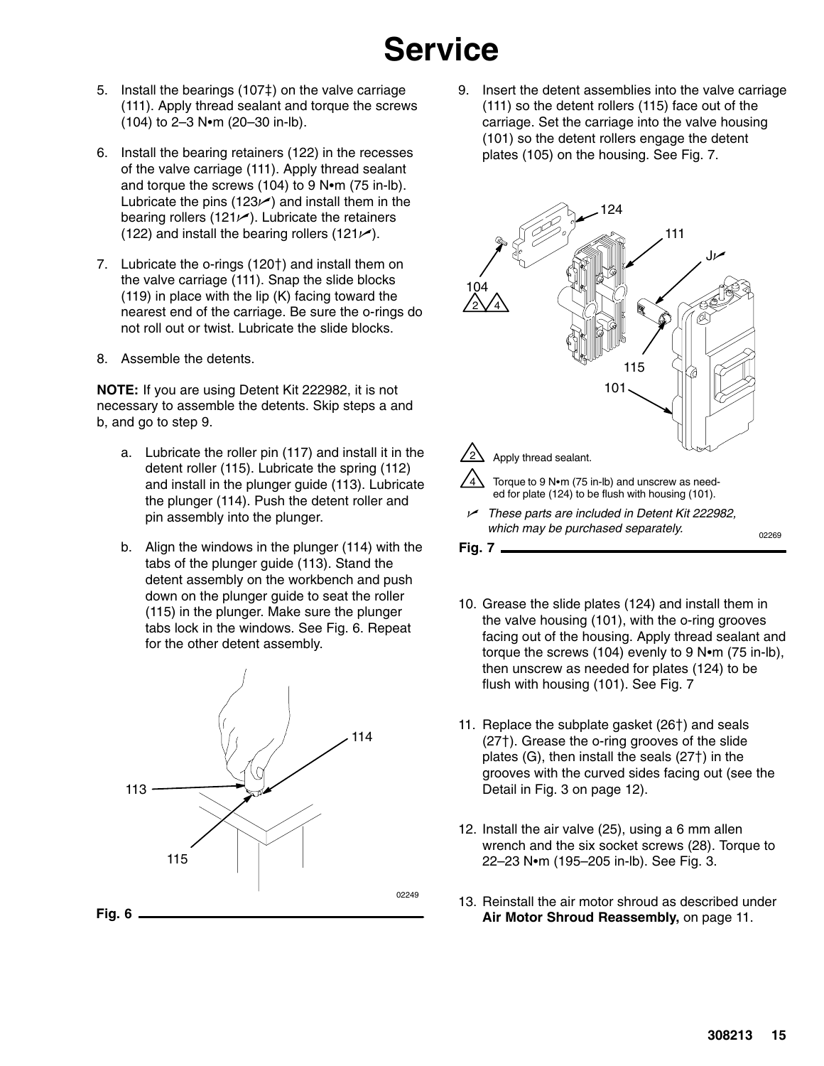# Service

5. Install the bearings (107‡) on the valve carriage (111). Apply thread sealant and torque the screws (104) to 2–3 N•m (20–30 in-lb).

6. Install the bearing retainers (122) in the recesses of the valve carriage (111). Apply thread sealant and torque the screws (104) to 9 N•m (75 in-lb). Lubricate the pins (123✓) and install them in the bearing rollers (121✓). Lubricate the retainers (122) and install the bearing rollers (121✓).

7. Lubricate the o-rings (120†) and install them on the valve carriage (111). Snap the slide blocks (119) in place with the lip (K) facing toward the nearest end of the carriage. Be sure the o-rings do not roll out or twist. Lubricate the slide blocks.

8. Assemble the detents.

**NOTE:** If you are using Detent Kit 222982, it is not necessary to assemble the detents. Skip steps a and b, and go to step 9.

   a. Lubricate the roller pin (117) and install it in the detent roller (115). Lubricate the spring (112) and install in the plunger guide (113). Lubricate the plunger (114). Push the detent roller and pin assembly into the plunger.

   b. Align the windows in the plunger (114) with the tabs of the plunger guide (113). Stand the detent assembly on the workbench and push down on the plunger guide to seat the roller (115) in the plunger. Make sure the plunger tabs lock in the windows. See Fig. 6. Repeat for the other detent assembly.

Fig. 6

9. Insert the detent assemblies into the valve carriage (111) so the detent rollers (115) face out of the carriage. Set the carriage into the valve housing (101) so the detent rollers engage the detent plates (105) on the housing. See Fig. 7.

2 Apply thread sealant.

4 Torque to 9 N•m (75 in-lb) and unscrew as needed for plate (124) to be flush with housing (101).

✓ *These parts are included in Detent Kit 222982, which may be purchased separately.*

Fig. 7

10. Grease the slide plates (124) and install them in the valve housing (101), with the o-ring grooves facing out of the housing. Apply thread sealant and torque the screws (104) evenly to 9 N•m (75 in-lb), then unscrew as needed for plates (124) to be flush with housing (101). See Fig. 7

11. Replace the subplate gasket (26†) and seals (27†). Grease the o-ring grooves of the slide plates (G), then install the seals (27†) in the grooves with the curved sides facing out (see the Detail in Fig. 3 on page 12).

12. Install the air valve (25), using a 6 mm allen wrench and the six socket screws (28). Torque to 22–23 N•m (195–205 in-lb). See Fig. 3.

13. Reinstall the air motor shroud as described under **Air Motor Shroud Reassembly,** on page 11.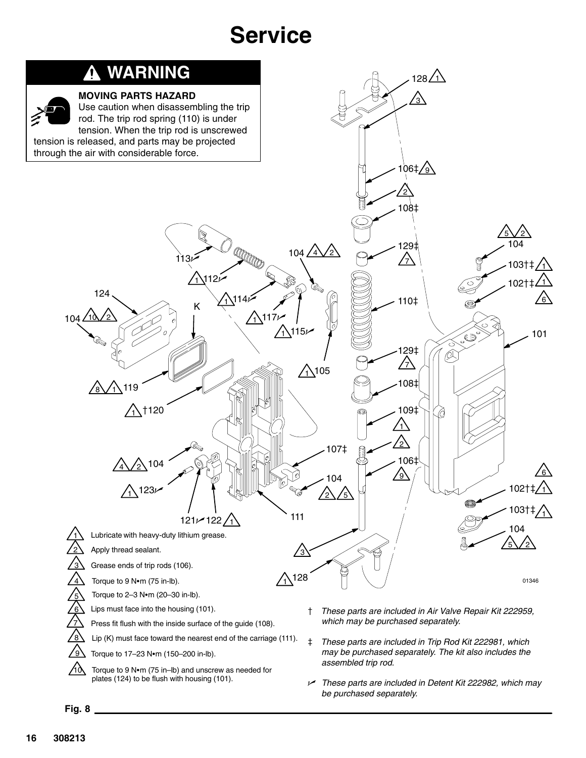# Service

## ⚠ WARNING

**MOVING PARTS HAZARD**

Use caution when disassembling the trip rod. The trip rod spring (110) is under tension. When the trip rod is unscrewed tension is released, and parts may be projected through the air with considerable force.

1. Lubricate with heavy-duty lithium grease.
2. Apply thread sealant.
3. Grease ends of trip rods (106).
4. Torque to 9 N•m (75 in-lb).
5. Torque to 2–3 N•m (20–30 in-lb).
6. Lips must face into the housing (101).
7. Press fit flush with the inside surface of the guide (108).
8. Lip (K) must face toward the nearest end of the carriage (111).
9. Torque to 17–23 N•m (150–200 in-lb).
10. Torque to 9 N•m (75 in–lb) and unscrew as needed for plates (124) to be flush with housing (101).

† *These parts are included in Air Valve Repair Kit 222959, which may be purchased separately.*

‡ *These parts are included in Trip Rod Kit 222981, which may be purchased separately. The kit also includes the assembled trip rod.*

✓ *These parts are included in Detent Kit 222982, which may be purchased separately.*

**Fig. 8**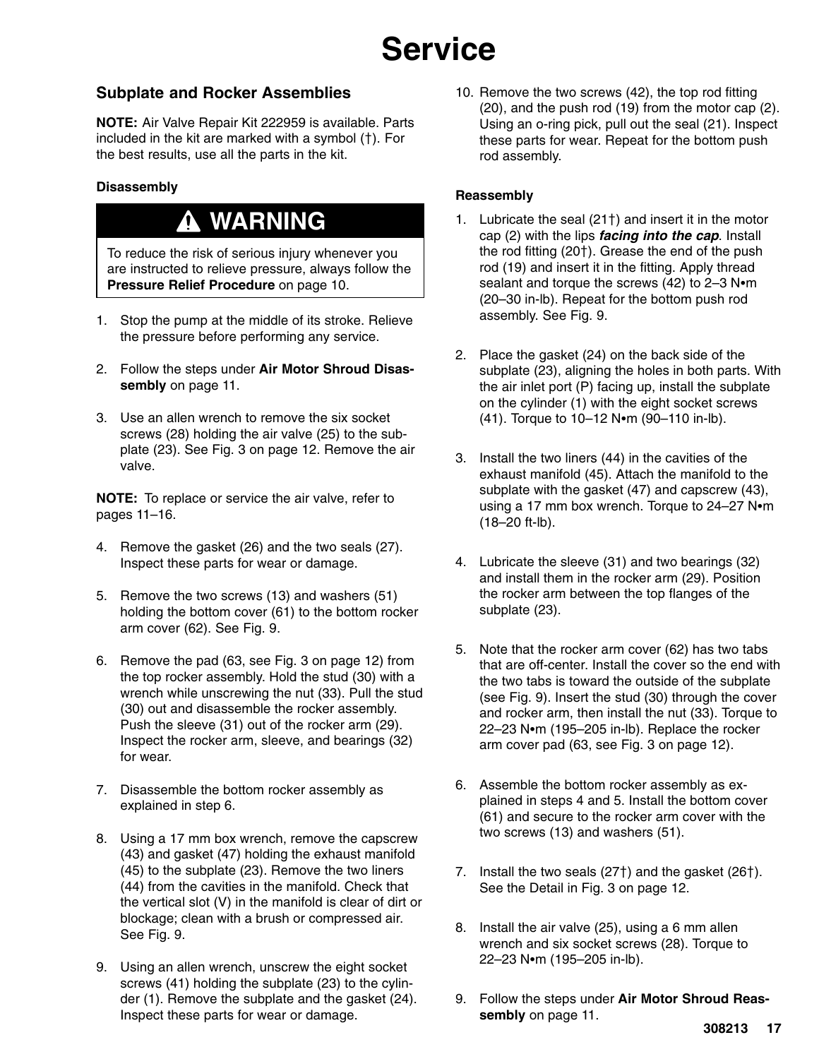# Service

## Subplate and Rocker Assemblies

**NOTE:** Air Valve Repair Kit 222959 is available. Parts included in the kit are marked with a symbol (†). For the best results, use all the parts in the kit.

### Disassembly

> **⚠ WARNING**
>
> To reduce the risk of serious injury whenever you are instructed to relieve pressure, always follow the **Pressure Relief Procedure** on page 10.

1. Stop the pump at the middle of its stroke. Relieve the pressure before performing any service.
2. Follow the steps under **Air Motor Shroud Disassembly** on page 11.
3. Use an allen wrench to remove the six socket screws (28) holding the air valve (25) to the subplate (23). See Fig. 3 on page 12. Remove the air valve.

**NOTE:** To replace or service the air valve, refer to pages 11–16.

4. Remove the gasket (26) and the two seals (27). Inspect these parts for wear or damage.
5. Remove the two screws (13) and washers (51) holding the bottom cover (61) to the bottom rocker arm cover (62). See Fig. 9.
6. Remove the pad (63, see Fig. 3 on page 12) from the top rocker assembly. Hold the stud (30) with a wrench while unscrewing the nut (33). Pull the stud (30) out and disassemble the rocker assembly. Push the sleeve (31) out of the rocker arm (29). Inspect the rocker arm, sleeve, and bearings (32) for wear.
7. Disassemble the bottom rocker assembly as explained in step 6.
8. Using a 17 mm box wrench, remove the capscrew (43) and gasket (47) holding the exhaust manifold (45) to the subplate (23). Remove the two liners (44) from the cavities in the manifold. Check that the vertical slot (V) in the manifold is clear of dirt or blockage; clean with a brush or compressed air. See Fig. 9.
9. Using an allen wrench, unscrew the eight socket screws (41) holding the subplate (23) to the cylinder (1). Remove the subplate and the gasket (24). Inspect these parts for wear or damage.
10. Remove the two screws (42), the top rod fitting (20), and the push rod (19) from the motor cap (2). Using an o-ring pick, pull out the seal (21). Inspect these parts for wear. Repeat for the bottom push rod assembly.

### Reassembly

1. Lubricate the seal (21†) and insert it in the motor cap (2) with the lips ***facing into the cap***. Install the rod fitting (20†). Grease the end of the push rod (19) and insert it in the fitting. Apply thread sealant and torque the screws (42) to 2–3 N•m (20–30 in-lb). Repeat for the bottom push rod assembly. See Fig. 9.
2. Place the gasket (24) on the back side of the subplate (23), aligning the holes in both parts. With the air inlet port (P) facing up, install the subplate on the cylinder (1) with the eight socket screws (41). Torque to 10–12 N•m (90–110 in-lb).
3. Install the two liners (44) in the cavities of the exhaust manifold (45). Attach the manifold to the subplate with the gasket (47) and capscrew (43), using a 17 mm box wrench. Torque to 24–27 N•m (18–20 ft-lb).
4. Lubricate the sleeve (31) and two bearings (32) and install them in the rocker arm (29). Position the rocker arm between the top flanges of the subplate (23).
5. Note that the rocker arm cover (62) has two tabs that are off-center. Install the cover so the end with the two tabs is toward the outside of the subplate (see Fig. 9). Insert the stud (30) through the cover and rocker arm, then install the nut (33). Torque to 22–23 N•m (195–205 in-lb). Replace the rocker arm cover pad (63, see Fig. 3 on page 12).
6. Assemble the bottom rocker assembly as explained in steps 4 and 5. Install the bottom cover (61) and secure to the rocker arm cover with the two screws (13) and washers (51).
7. Install the two seals (27†) and the gasket (26†). See the Detail in Fig. 3 on page 12.
8. Install the air valve (25), using a 6 mm allen wrench and six socket screws (28). Torque to 22–23 N•m (195–205 in-lb).
9. Follow the steps under **Air Motor Shroud Reassembly** on page 11.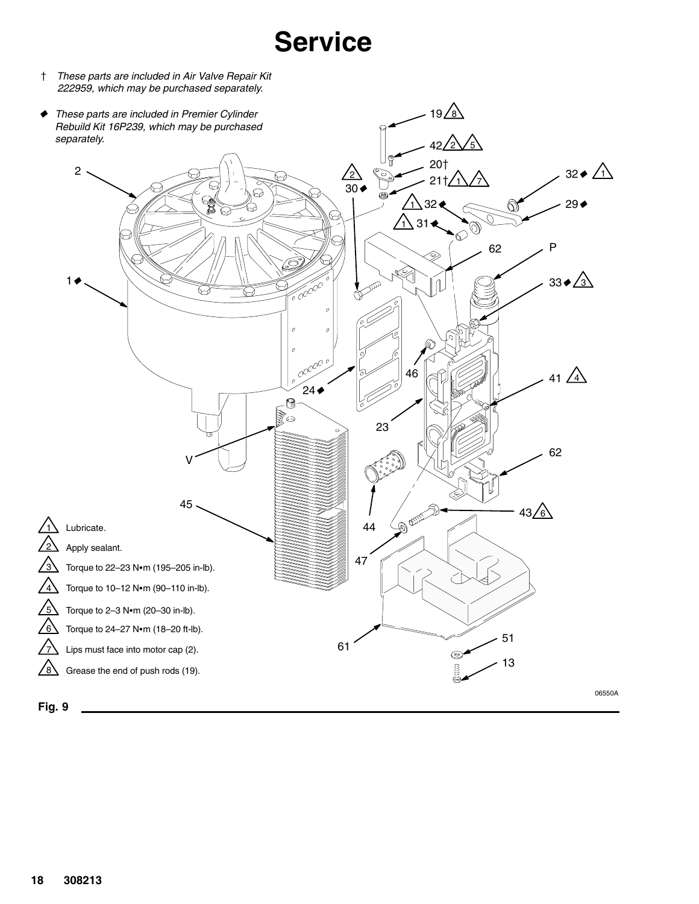# Service

† *These parts are included in Air Valve Repair Kit 222959, which may be purchased separately.*

◆ *These parts are included in Premier Cylinder Rebuild Kit 16P239, which may be purchased separately.*

1. Lubricate.
2. Apply sealant.
3. Torque to 22–23 N•m (195–205 in-lb).
4. Torque to 10–12 N•m (90–110 in-lb).
5. Torque to 2–3 N•m (20–30 in-lb).
6. Torque to 24–27 N•m (18–20 ft-lb).
7. Lips must face into motor cap (2).
8. Grease the end of push rods (19).

06550A

**Fig. 9**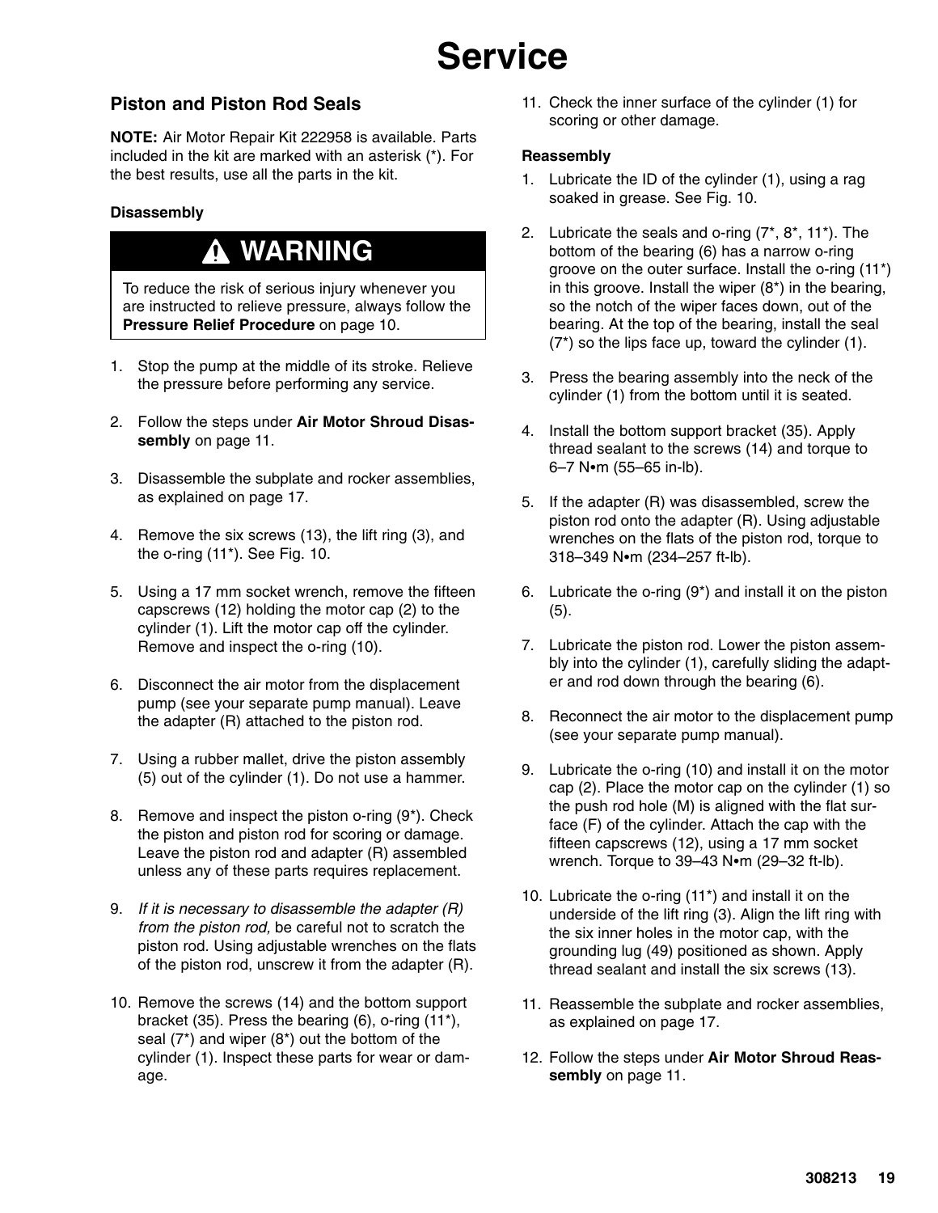# Service

## Piston and Piston Rod Seals

**NOTE:** Air Motor Repair Kit 222958 is available. Parts included in the kit are marked with an asterisk (*). For the best results, use all the parts in the kit.

### Disassembly

> **WARNING**
>
> To reduce the risk of serious injury whenever you are instructed to relieve pressure, always follow the **Pressure Relief Procedure** on page 10.

1. Stop the pump at the middle of its stroke. Relieve the pressure before performing any service.
2. Follow the steps under **Air Motor Shroud Disassembly** on page 11.
3. Disassemble the subplate and rocker assemblies, as explained on page 17.
4. Remove the six screws (13), the lift ring (3), and the o-ring (11*). See Fig. 10.
5. Using a 17 mm socket wrench, remove the fifteen capscrews (12) holding the motor cap (2) to the cylinder (1). Lift the motor cap off the cylinder. Remove and inspect the o-ring (10).
6. Disconnect the air motor from the displacement pump (see your separate pump manual). Leave the adapter (R) attached to the piston rod.
7. Using a rubber mallet, drive the piston assembly (5) out of the cylinder (1). Do not use a hammer.
8. Remove and inspect the piston o-ring (9*). Check the piston and piston rod for scoring or damage. Leave the piston rod and adapter (R) assembled unless any of these parts requires replacement.
9. *If it is necessary to disassemble the adapter (R) from the piston rod,* be careful not to scratch the piston rod. Using adjustable wrenches on the flats of the piston rod, unscrew it from the adapter (R).
10. Remove the screws (14) and the bottom support bracket (35). Press the bearing (6), o-ring (11*), seal (7*) and wiper (8*) out the bottom of the cylinder (1). Inspect these parts for wear or damage.
11. Check the inner surface of the cylinder (1) for scoring or other damage.

### Reassembly

1. Lubricate the ID of the cylinder (1), using a rag soaked in grease. See Fig. 10.
2. Lubricate the seals and o-ring (7*, 8*, 11*). The bottom of the bearing (6) has a narrow o-ring groove on the outer surface. Install the o-ring (11*) in this groove. Install the wiper (8*) in the bearing, so the notch of the wiper faces down, out of the bearing. At the top of the bearing, install the seal (7*) so the lips face up, toward the cylinder (1).
3. Press the bearing assembly into the neck of the cylinder (1) from the bottom until it is seated.
4. Install the bottom support bracket (35). Apply thread sealant to the screws (14) and torque to 6–7 N•m (55–65 in-lb).
5. If the adapter (R) was disassembled, screw the piston rod onto the adapter (R). Using adjustable wrenches on the flats of the piston rod, torque to 318–349 N•m (234–257 ft-lb).
6. Lubricate the o-ring (9*) and install it on the piston (5).
7. Lubricate the piston rod. Lower the piston assembly into the cylinder (1), carefully sliding the adapter and rod down through the bearing (6).
8. Reconnect the air motor to the displacement pump (see your separate pump manual).
9. Lubricate the o-ring (10) and install it on the motor cap (2). Place the motor cap on the cylinder (1) so the push rod hole (M) is aligned with the flat surface (F) of the cylinder. Attach the cap with the fifteen capscrews (12), using a 17 mm socket wrench. Torque to 39–43 N•m (29–32 ft-lb).
10. Lubricate the o-ring (11*) and install it on the underside of the lift ring (3). Align the lift ring with the six inner holes in the motor cap, with the grounding lug (49) positioned as shown. Apply thread sealant and install the six screws (13).
11. Reassemble the subplate and rocker assemblies, as explained on page 17.
12. Follow the steps under **Air Motor Shroud Reassembly** on page 11.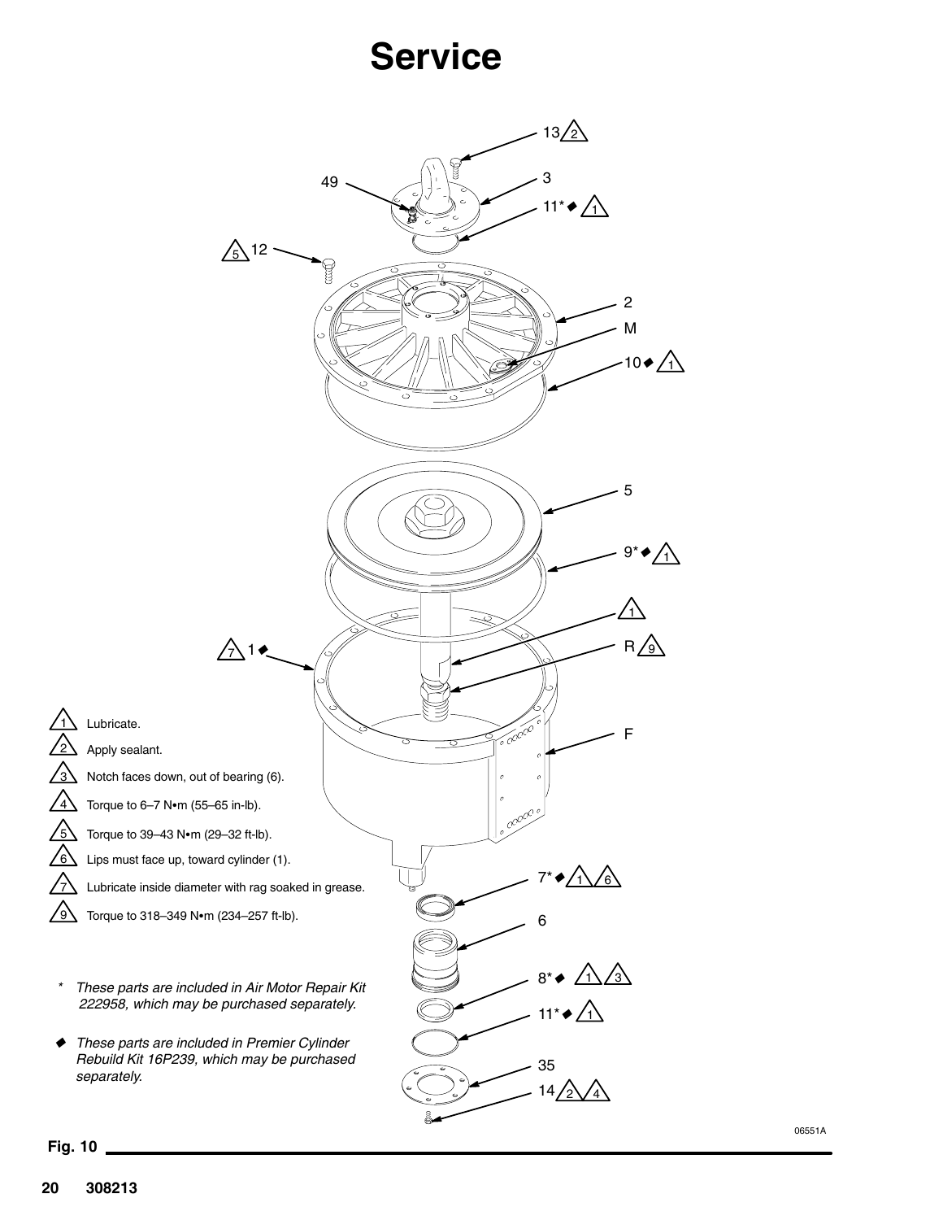# Service

1. Lubricate.
2. Apply sealant.
3. Notch faces down, out of bearing (6).
4. Torque to 6–7 N•m (55–65 in-lb).
5. Torque to 39–43 N•m (29–32 ft-lb).
6. Lips must face up, toward cylinder (1).
7. Lubricate inside diameter with rag soaked in grease.
9. Torque to 318–349 N•m (234–257 ft-lb).

\* *These parts are included in Air Motor Repair Kit 222958, which may be purchased separately.*

◆ *These parts are included in Premier Cylinder Rebuild Kit 16P239, which may be purchased separately.*

06551A

**Fig. 10**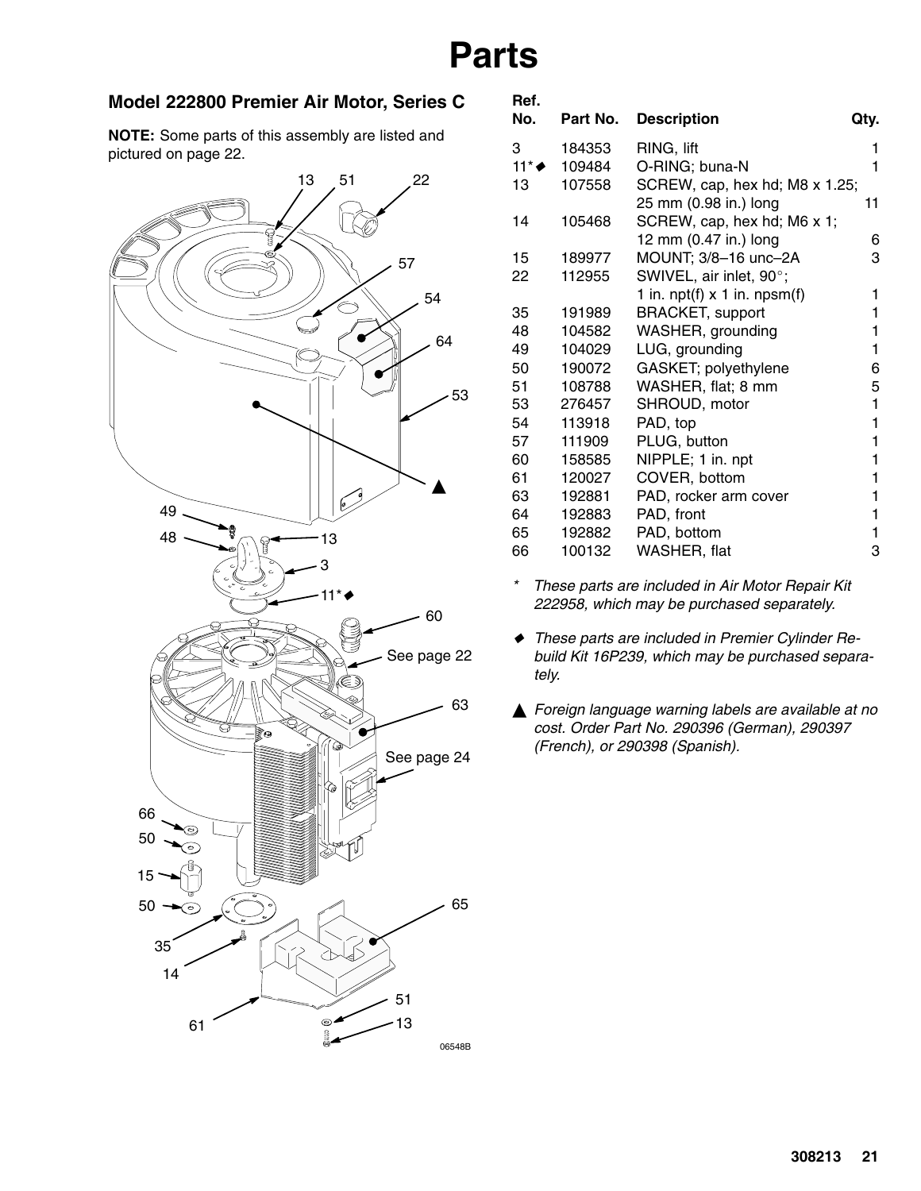# Parts

## Model 222800 Premier Air Motor, Series C

**NOTE:** Some parts of this assembly are listed and pictured on page 22.

| Ref. No. | Part No. | Description | Qty. |
|---|---|---|---|
| 3 | 184353 | RING, lift | 1 |
| 11*◆ | 109484 | O-RING; buna-N | 1 |
| 13 | 107558 | SCREW, cap, hex hd; M8 x 1.25; 25 mm (0.98 in.) long | 11 |
| 14 | 105468 | SCREW, cap, hex hd; M6 x 1; 12 mm (0.47 in.) long | 6 |
| 15 | 189977 | MOUNT; 3/8–16 unc–2A | 3 |
| 22 | 112955 | SWIVEL, air inlet, 90°; 1 in. npt(f) x 1 in. npsm(f) | 1 |
| 35 | 191989 | BRACKET, support | 1 |
| 48 | 104582 | WASHER, grounding | 1 |
| 49 | 104029 | LUG, grounding | 1 |
| 50 | 190072 | GASKET; polyethylene | 6 |
| 51 | 108788 | WASHER, flat; 8 mm | 5 |
| 53 | 276457 | SHROUD, motor | 1 |
| 54 | 113918 | PAD, top | 1 |
| 57 | 111909 | PLUG, button | 1 |
| 60 | 158585 | NIPPLE; 1 in. npt | 1 |
| 61 | 120027 | COVER, bottom | 1 |
| 63 | 192881 | PAD, rocker arm cover | 1 |
| 64 | 192883 | PAD, front | 1 |
| 65 | 192882 | PAD, bottom | 1 |
| 66 | 100132 | WASHER, flat | 3 |

\* *These parts are included in Air Motor Repair Kit 222958, which may be purchased separately.*

◆ *These parts are included in Premier Cylinder Rebuild Kit 16P239, which may be purchased separately.*

▲ *Foreign language warning labels are available at no cost. Order Part No. 290396 (German), 290397 (French), or 290398 (Spanish).*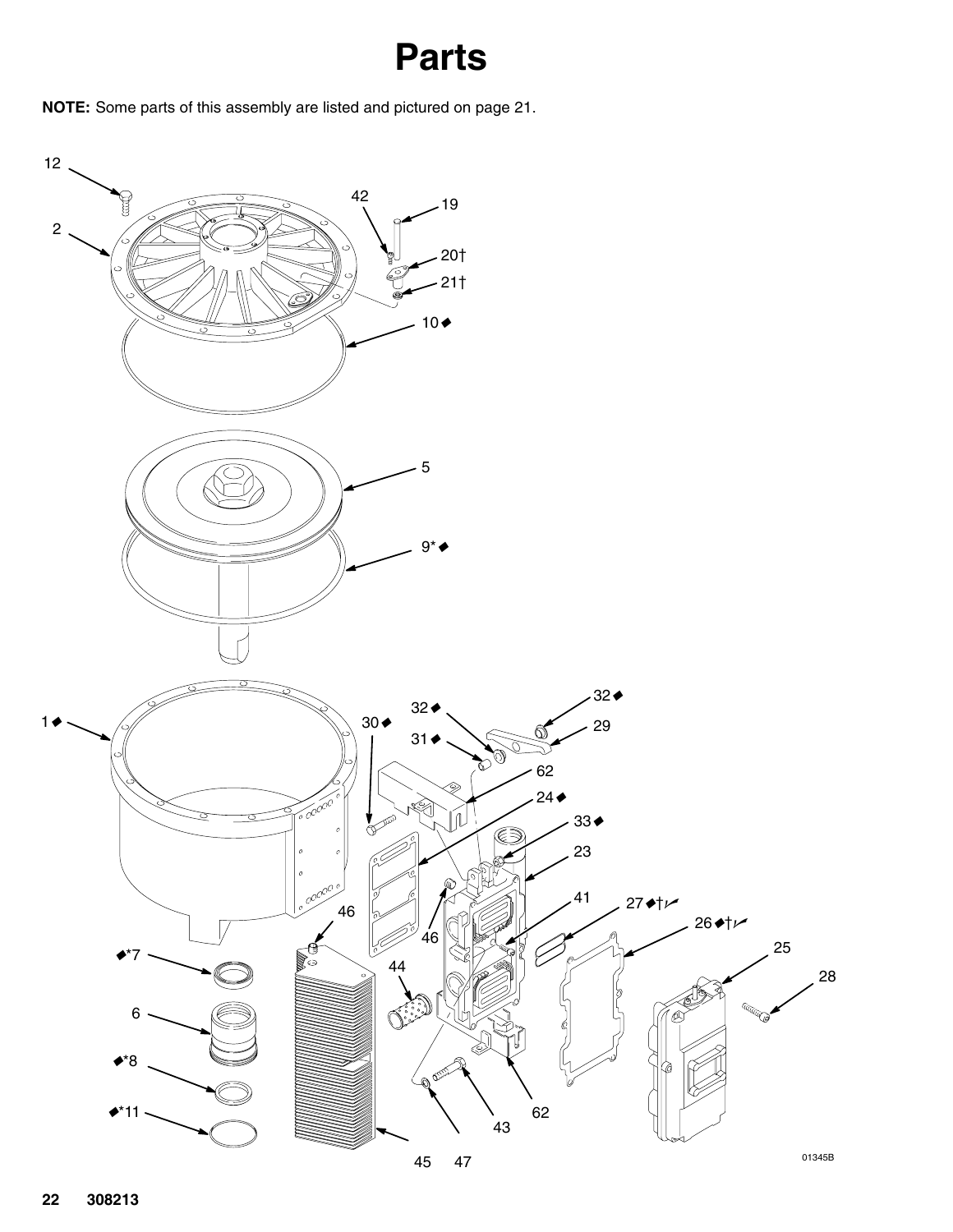# Parts

**NOTE:** Some parts of this assembly are listed and pictured on page 21.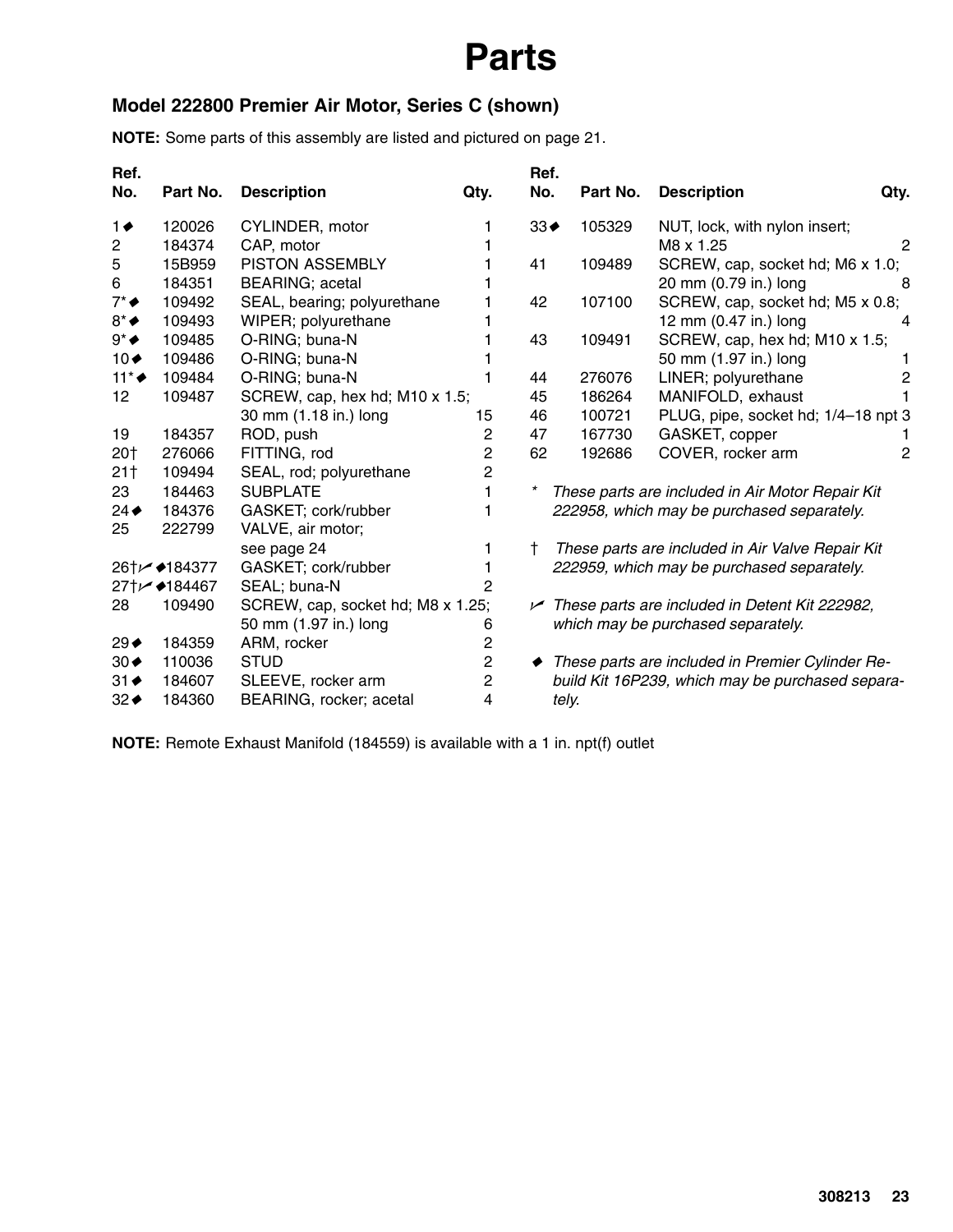# Parts

## Model 222800 Premier Air Motor, Series C (shown)

**NOTE:** Some parts of this assembly are listed and pictured on page 21.

| Ref. No. | Part No. | Description | Qty. |
|---|---|---|---|
| 1◆ | 120026 | CYLINDER, motor | 1 |
| 2 | 184374 | CAP, motor | 1 |
| 5 | 15B959 | PISTON ASSEMBLY | 1 |
| 6 | 184351 | BEARING; acetal | 1 |
| 7*◆ | 109492 | SEAL, bearing; polyurethane | 1 |
| 8*◆ | 109493 | WIPER; polyurethane | 1 |
| 9*◆ | 109485 | O-RING; buna-N | 1 |
| 10◆ | 109486 | O-RING; buna-N | 1 |
| 11*◆ | 109484 | O-RING; buna-N | 1 |
| 12 | 109487 | SCREW, cap, hex hd; M10 x 1.5; 30 mm (1.18 in.) long | 15 |
| 19 | 184357 | ROD, push | 2 |
| 20† | 276066 | FITTING, rod | 2 |
| 21† | 109494 | SEAL, rod; polyurethane | 2 |
| 23 | 184463 | SUBPLATE | 1 |
| 24◆ | 184376 | GASKET; cork/rubber | 1 |
| 25 | 222799 | VALVE, air motor; see page 24 | 1 |
| 26†✓◆ | 184377 | GASKET; cork/rubber | 1 |
| 27†✓◆ | 184467 | SEAL; buna-N | 2 |
| 28 | 109490 | SCREW, cap, socket hd; M8 x 1.25; 50 mm (1.97 in.) long | 6 |
| 29◆ | 184359 | ARM, rocker | 2 |
| 30◆ | 110036 | STUD | 2 |
| 31◆ | 184607 | SLEEVE, rocker arm | 2 |
| 32◆ | 184360 | BEARING, rocker; acetal | 4 |
| 33◆ | 105329 | NUT, lock, with nylon insert; M8 x 1.25 | 2 |
| 41 | 109489 | SCREW, cap, socket hd; M6 x 1.0; 20 mm (0.79 in.) long | 8 |
| 42 | 107100 | SCREW, cap, socket hd; M5 x 0.8; 12 mm (0.47 in.) long | 4 |
| 43 | 109491 | SCREW, cap, hex hd; M10 x 1.5; 50 mm (1.97 in.) long | 1 |
| 44 | 276076 | LINER; polyurethane | 2 |
| 45 | 186264 | MANIFOLD, exhaust | 1 |
| 46 | 100721 | PLUG, pipe, socket hd; 1/4–18 npt | 3 |
| 47 | 167730 | GASKET, copper | 1 |
| 62 | 192686 | COVER, rocker arm | 2 |

\* *These parts are included in Air Motor Repair Kit 222958, which may be purchased separately.*

† *These parts are included in Air Valve Repair Kit 222959, which may be purchased separately.*

✓ *These parts are included in Detent Kit 222982, which may be purchased separately.*

◆ *These parts are included in Premier Cylinder Rebuild Kit 16P239, which may be purchased separately.*

**NOTE:** Remote Exhaust Manifold (184559) is available with a 1 in. npt(f) outlet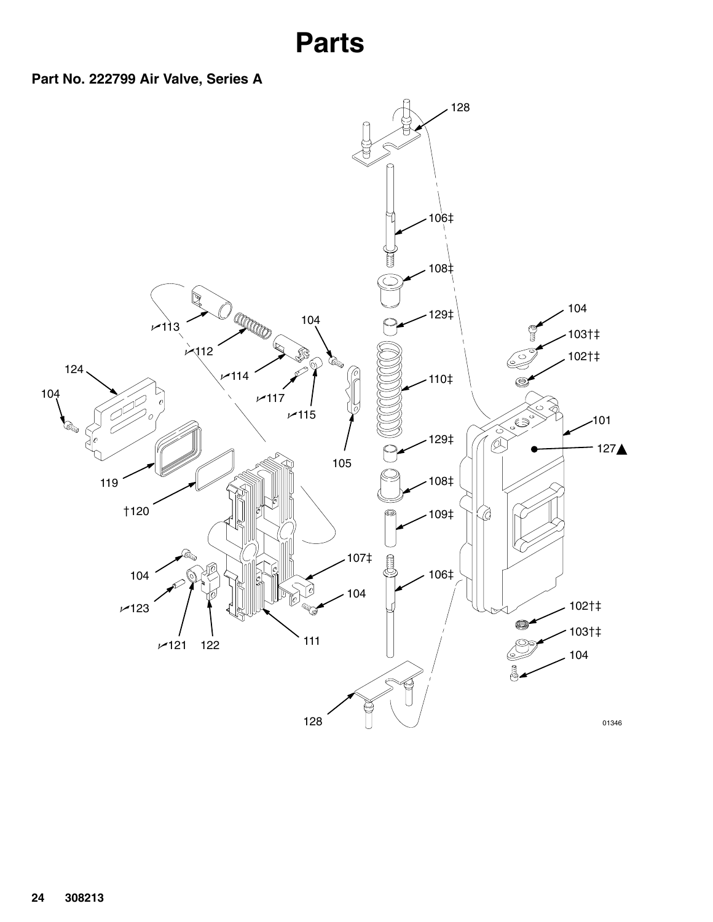# Parts

**Part No. 222799 Air Valve, Series A**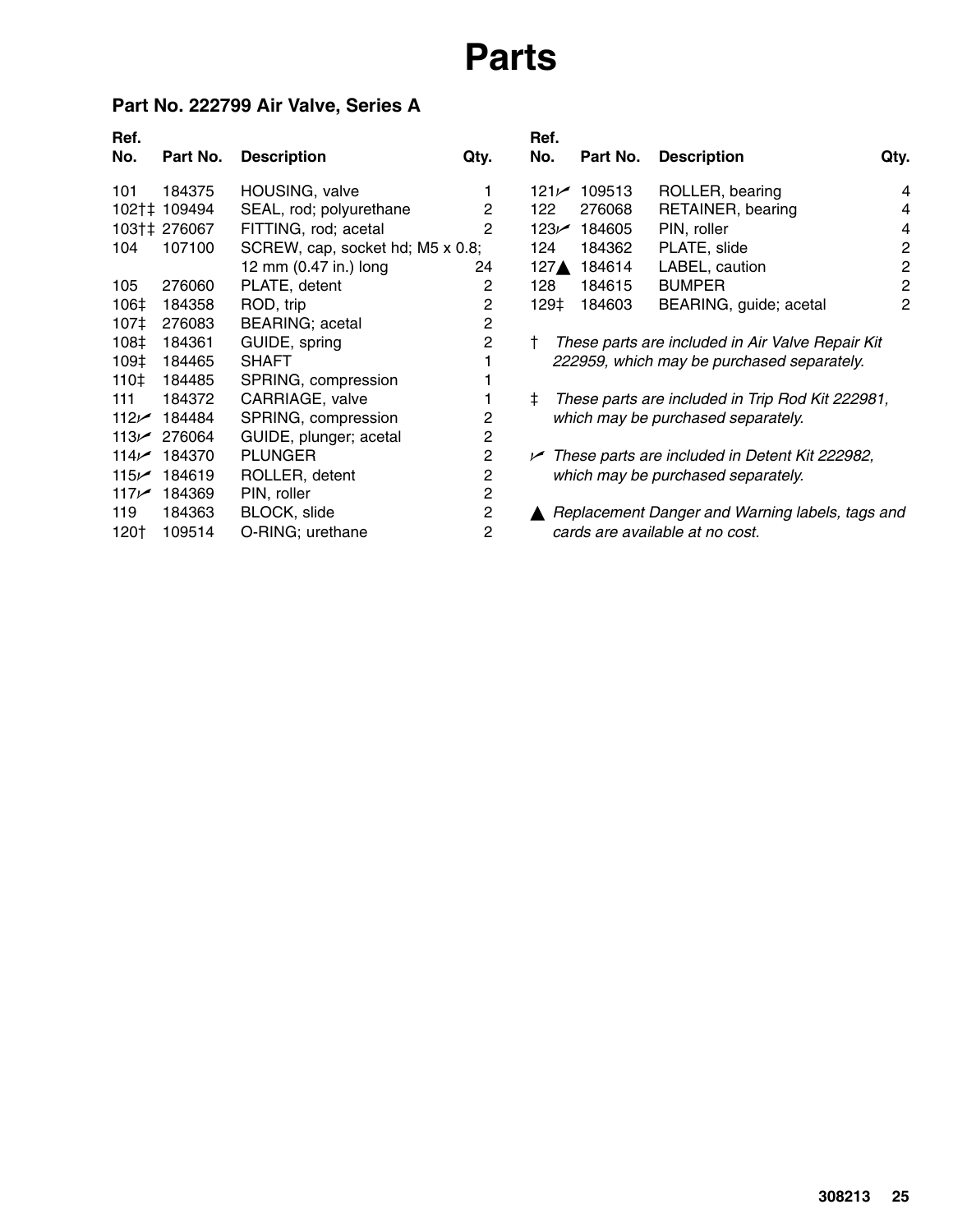# Parts

## Part No. 222799 Air Valve, Series A

| Ref. No. | Part No. | Description | Qty. |
|---|---|---|---|
| 101 | 184375 | HOUSING, valve | 1 |
| 102†‡ | 109494 | SEAL, rod; polyurethane | 2 |
| 103†‡ | 276067 | FITTING, rod; acetal | 2 |
| 104 | 107100 | SCREW, cap, socket hd; M5 x 0.8; 12 mm (0.47 in.) long | 24 |
| 105 | 276060 | PLATE, detent | 2 |
| 106‡ | 184358 | ROD, trip | 2 |
| 107‡ | 276083 | BEARING; acetal | 2 |
| 108‡ | 184361 | GUIDE, spring | 2 |
| 109‡ | 184465 | SHAFT | 1 |
| 110‡ | 184485 | SPRING, compression | 1 |
| 111 | 184372 | CARRIAGE, valve | 1 |
| 112✓ | 184484 | SPRING, compression | 2 |
| 113✓ | 276064 | GUIDE, plunger; acetal | 2 |
| 114✓ | 184370 | PLUNGER | 2 |
| 115✓ | 184619 | ROLLER, detent | 2 |
| 117✓ | 184369 | PIN, roller | 2 |
| 119 | 184363 | BLOCK, slide | 2 |
| 120† | 109514 | O-RING; urethane | 2 |
| 121✓ | 109513 | ROLLER, bearing | 4 |
| 122 | 276068 | RETAINER, bearing | 4 |
| 123✓ | 184605 | PIN, roller | 4 |
| 124 | 184362 | PLATE, slide | 2 |
| 127▲ | 184614 | LABEL, caution | 2 |
| 128 | 184615 | BUMPER | 2 |
| 129‡ | 184603 | BEARING, guide; acetal | 2 |

† *These parts are included in Air Valve Repair Kit 222959, which may be purchased separately.*

‡ *These parts are included in Trip Rod Kit 222981, which may be purchased separately.*

✓ *These parts are included in Detent Kit 222982, which may be purchased separately.*

▲ *Replacement Danger and Warning labels, tags and cards are available at no cost.*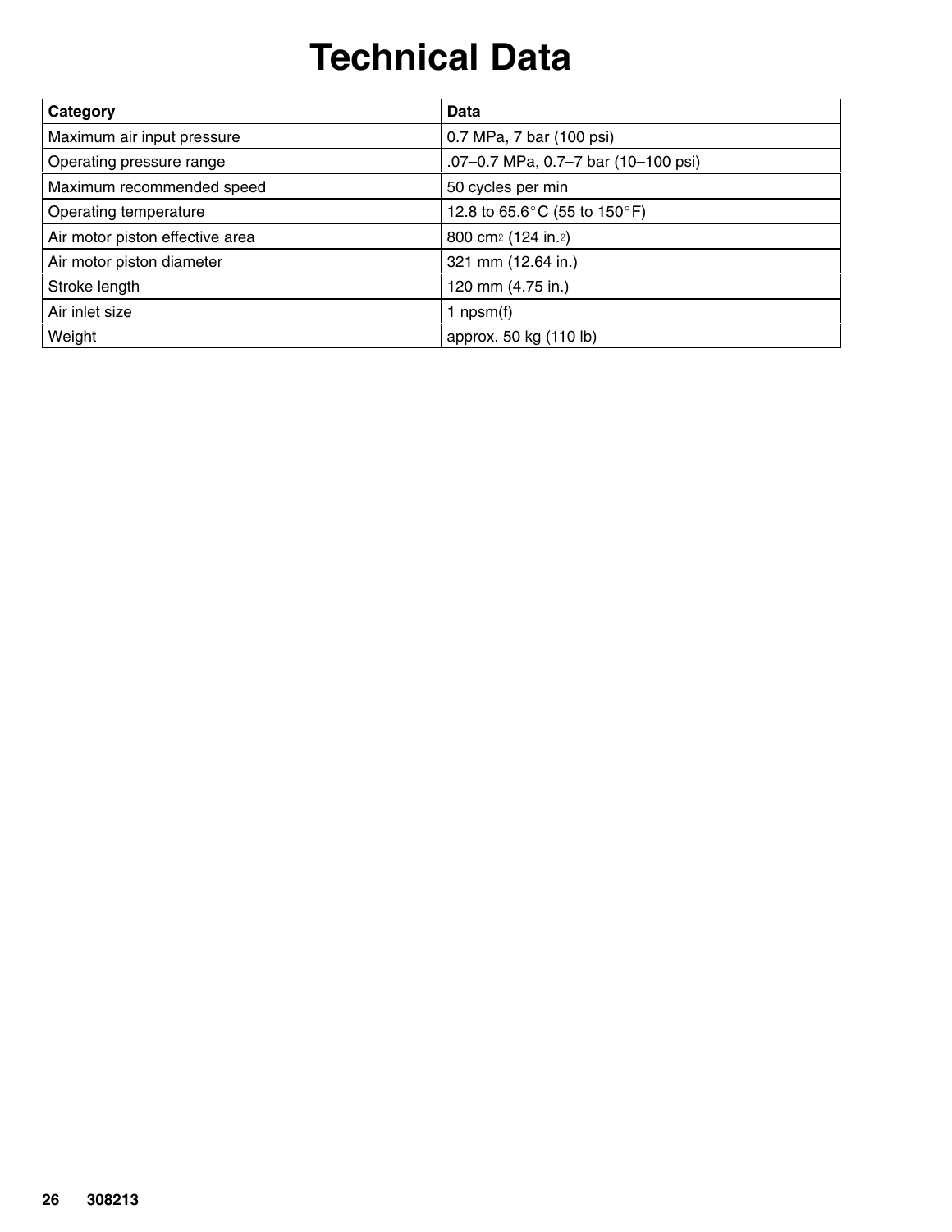# Technical Data

| Category | Data |
| --- | --- |
| Maximum air input pressure | 0.7 MPa, 7 bar (100 psi) |
| Operating pressure range | .07–0.7 MPa, 0.7–7 bar (10–100 psi) |
| Maximum recommended speed | 50 cycles per min |
| Operating temperature | 12.8 to 65.6°C (55 to 150°F) |
| Air motor piston effective area | 800 $cm^2$ (124 $in.^2$) |
| Air motor piston diameter | 321 mm (12.64 in.) |
| Stroke length | 120 mm (4.75 in.) |
| Air inlet size | 1 npsm(f) |
| Weight | approx. 50 kg (110 lb) |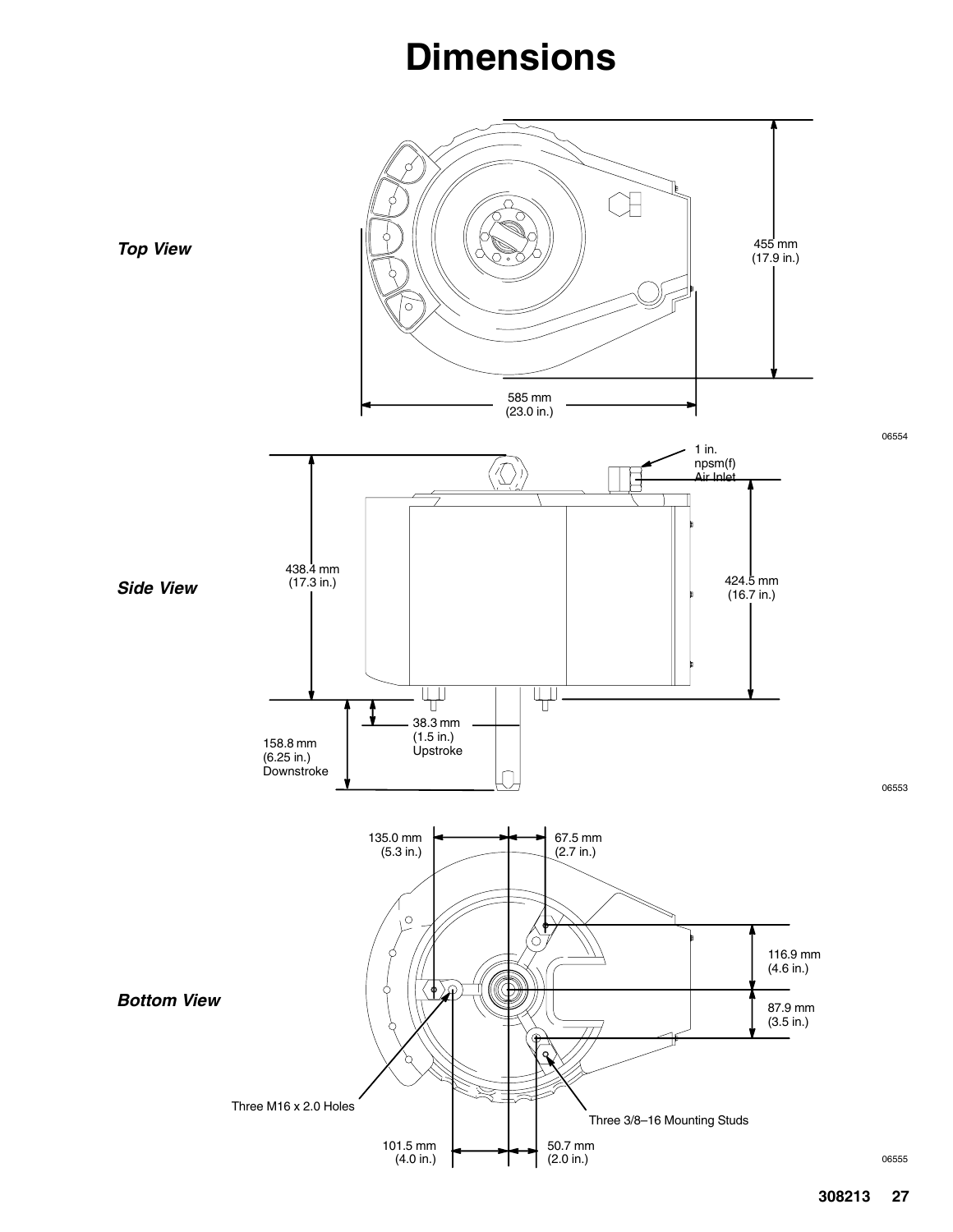# Dimensions

*Top View*

455 mm
(17.9 in.)

585 mm
(23.0 in.)

06554

*Side View*

1 in.
npsm(f)
Air Inlet

438.4 mm
(17.3 in.)

424.5 mm
(16.7 in.)

38.3 mm
(1.5 in.)
Upstroke

158.8 mm
(6.25 in.)
Downstroke

06553

*Bottom View*

135.0 mm
(5.3 in.)

67.5 mm
(2.7 in.)

116.9 mm
(4.6 in.)

87.9 mm
(3.5 in.)

Three M16 x 2.0 Holes

Three 3/8–16 Mounting Studs

101.5 mm
(4.0 in.)

50.7 mm
(2.0 in.)

06555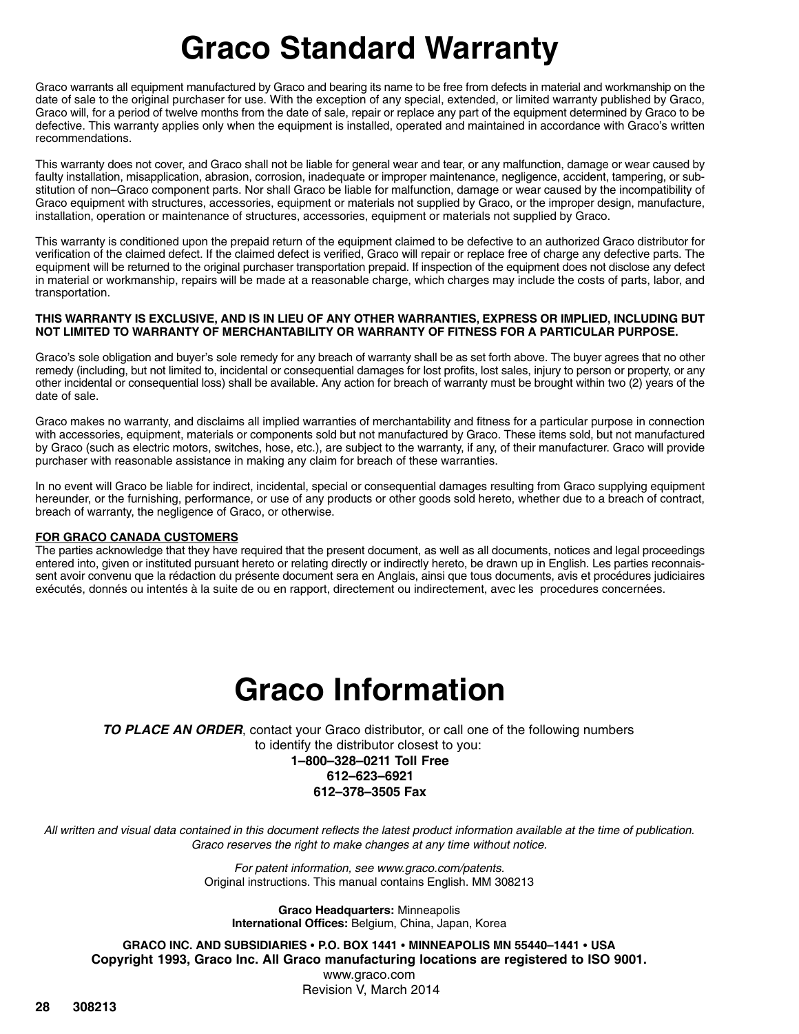# Graco Standard Warranty

Graco warrants all equipment manufactured by Graco and bearing its name to be free from defects in material and workmanship on the date of sale to the original purchaser for use. With the exception of any special, extended, or limited warranty published by Graco, Graco will, for a period of twelve months from the date of sale, repair or replace any part of the equipment determined by Graco to be defective. This warranty applies only when the equipment is installed, operated and maintained in accordance with Graco's written recommendations.

This warranty does not cover, and Graco shall not be liable for general wear and tear, or any malfunction, damage or wear caused by faulty installation, misapplication, abrasion, corrosion, inadequate or improper maintenance, negligence, accident, tampering, or substitution of non–Graco component parts. Nor shall Graco be liable for malfunction, damage or wear caused by the incompatibility of Graco equipment with structures, accessories, equipment or materials not supplied by Graco, or the improper design, manufacture, installation, operation or maintenance of structures, accessories, equipment or materials not supplied by Graco.

This warranty is conditioned upon the prepaid return of the equipment claimed to be defective to an authorized Graco distributor for verification of the claimed defect. If the claimed defect is verified, Graco will repair or replace free of charge any defective parts. The equipment will be returned to the original purchaser transportation prepaid. If inspection of the equipment does not disclose any defect in material or workmanship, repairs will be made at a reasonable charge, which charges may include the costs of parts, labor, and transportation.

**THIS WARRANTY IS EXCLUSIVE, AND IS IN LIEU OF ANY OTHER WARRANTIES, EXPRESS OR IMPLIED, INCLUDING BUT NOT LIMITED TO WARRANTY OF MERCHANTABILITY OR WARRANTY OF FITNESS FOR A PARTICULAR PURPOSE.**

Graco's sole obligation and buyer's sole remedy for any breach of warranty shall be as set forth above. The buyer agrees that no other remedy (including, but not limited to, incidental or consequential damages for lost profits, lost sales, injury to person or property, or any other incidental or consequential loss) shall be available. Any action for breach of warranty must be brought within two (2) years of the date of sale.

Graco makes no warranty, and disclaims all implied warranties of merchantability and fitness for a particular purpose in connection with accessories, equipment, materials or components sold but not manufactured by Graco. These items sold, but not manufactured by Graco (such as electric motors, switches, hose, etc.), are subject to the warranty, if any, of their manufacturer. Graco will provide purchaser with reasonable assistance in making any claim for breach of these warranties.

In no event will Graco be liable for indirect, incidental, special or consequential damages resulting from Graco supplying equipment hereunder, or the furnishing, performance, or use of any products or other goods sold hereto, whether due to a breach of contract, breach of warranty, the negligence of Graco, or otherwise.

**FOR GRACO CANADA CUSTOMERS**

The parties acknowledge that they have required that the present document, as well as all documents, notices and legal proceedings entered into, given or instituted pursuant hereto or relating directly or indirectly hereto, be drawn up in English. Les parties reconnaissent avoir convenu que la rédaction du présente document sera en Anglais, ainsi que tous documents, avis et procédures judiciaires exécutés, donnés ou intentés à la suite de ou en rapport, directement ou indirectement, avec les procedures concernées.

# Graco Information

***TO PLACE AN ORDER***, contact your Graco distributor, or call one of the following numbers to identify the distributor closest to you:

**1–800–328–0211 Toll Free**
**612–623–6921**
**612–378–3505 Fax**

*All written and visual data contained in this document reflects the latest product information available at the time of publication. Graco reserves the right to make changes at any time without notice.*

*For patent information, see www.graco.com/patents.*
Original instructions. This manual contains English. MM 308213

**Graco Headquarters:** Minneapolis
**International Offices:** Belgium, China, Japan, Korea

**GRACO INC. AND SUBSIDIARIES • P.O. BOX 1441 • MINNEAPOLIS MN 55440–1441 • USA**
**Copyright 1993, Graco Inc. All Graco manufacturing locations are registered to ISO 9001.**
www.graco.com
Revision V, March 2014